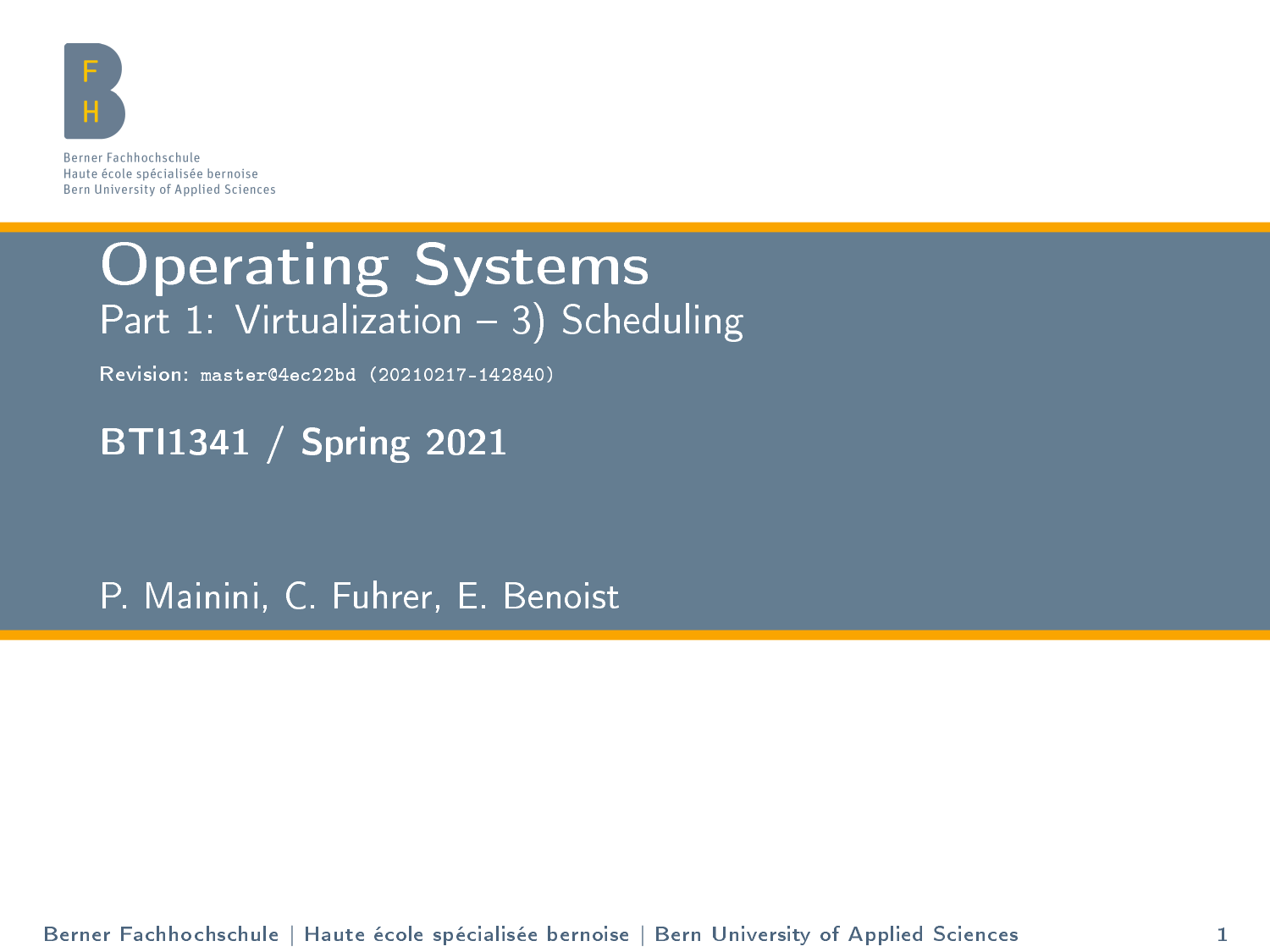Berner Fachhochschule
Haute école spécialisée bernoise
Bern University of Applied Sciences

# Operating Systems

## Part 1: Virtualization – 3) Scheduling

Revision: `master@4ec22bd (20210217-142840)`

**BTI1341 / Spring 2021**

P. Mainini, C. Fuhrer, E. Benoist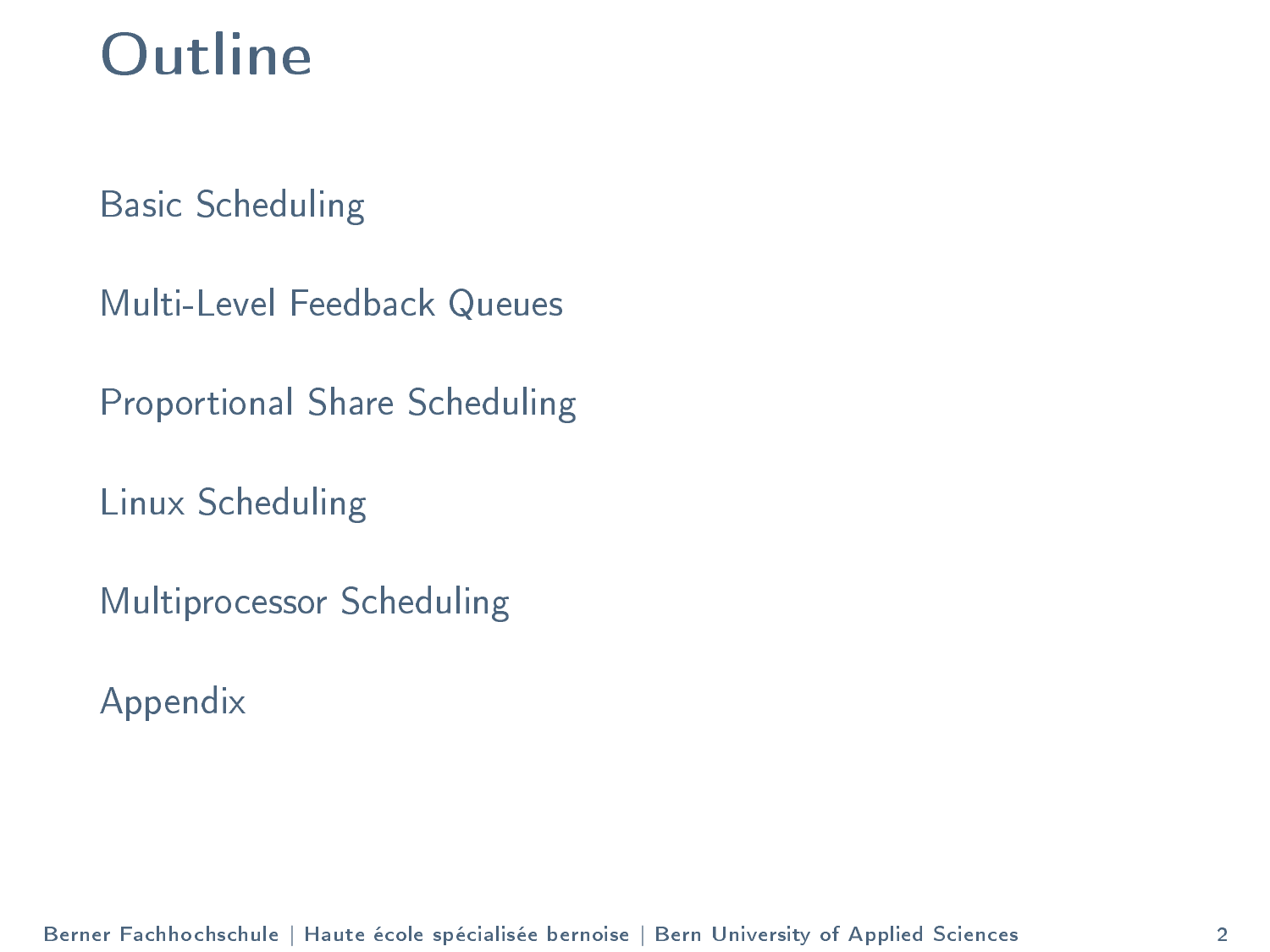# Outline

Basic Scheduling

Multi-Level Feedback Queues

Proportional Share Scheduling

Linux Scheduling

Multiprocessor Scheduling

Appendix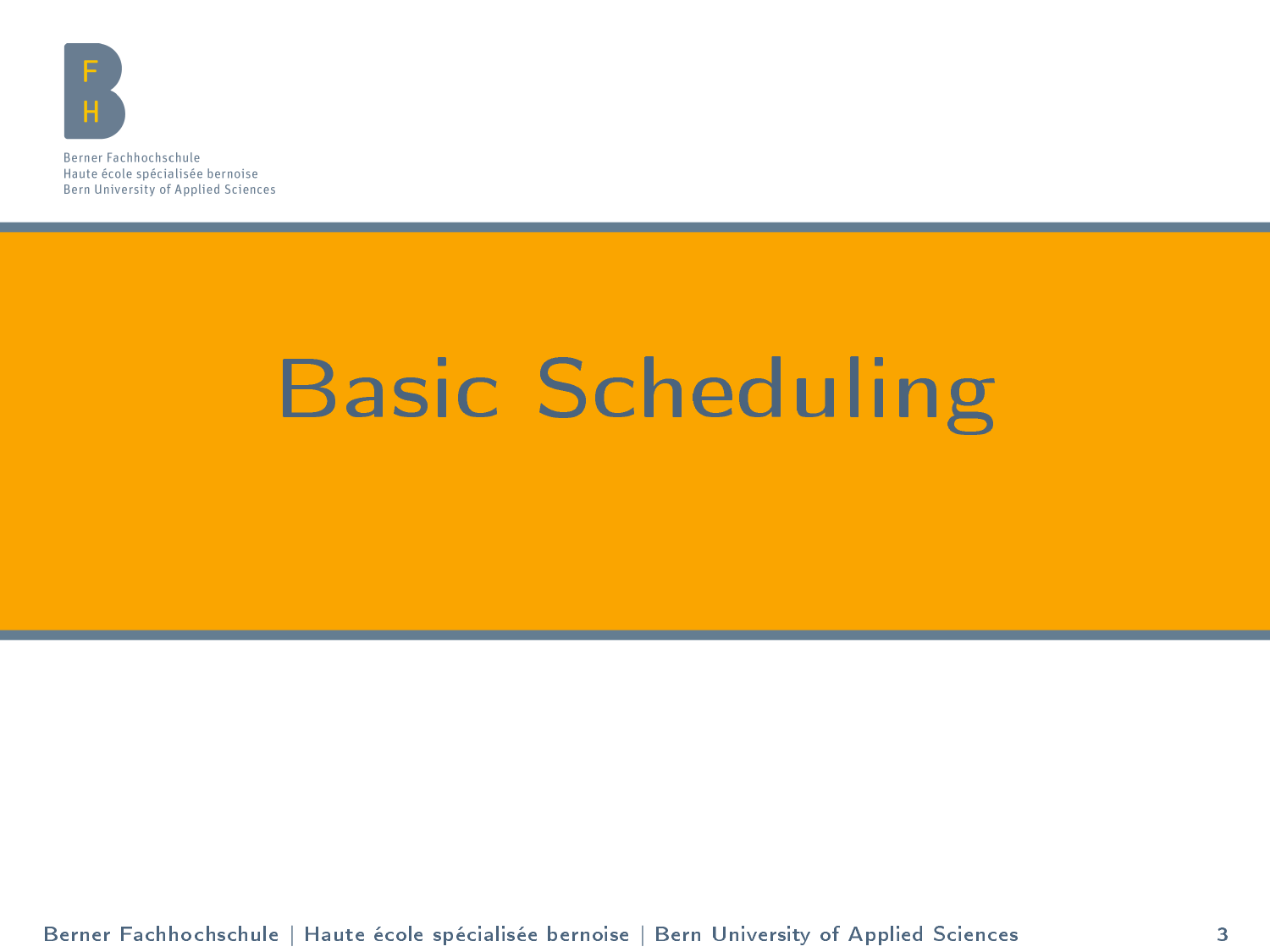# Basic Scheduling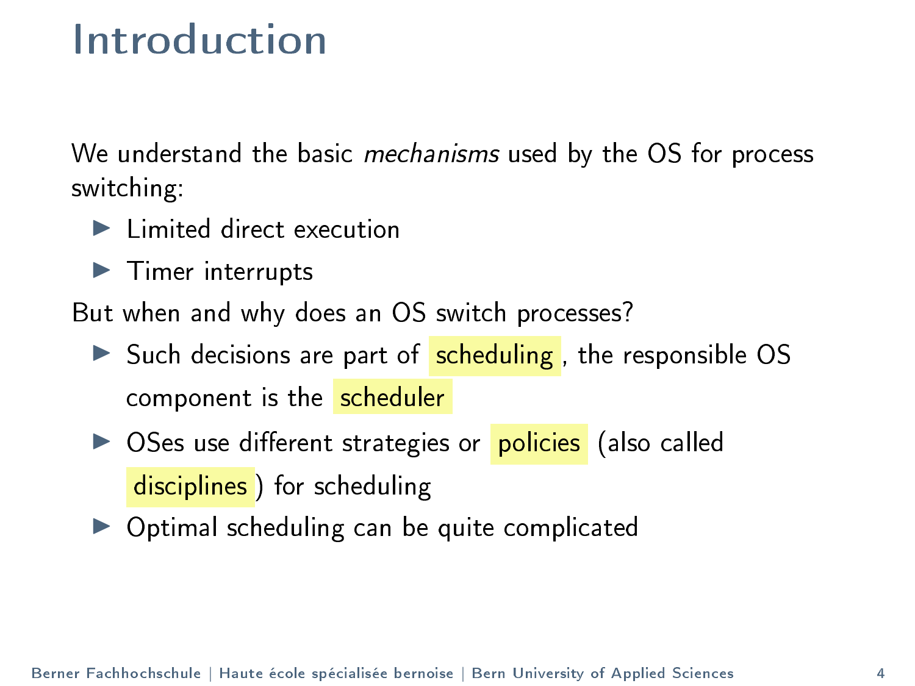# Introduction

We understand the basic *mechanisms* used by the OS for process switching:

- Limited direct execution
- Timer interrupts

But when and why does an OS switch processes?

- Such decisions are part of scheduling, the responsible OS component is the scheduler
- OSes use different strategies or policies (also called disciplines) for scheduling
- Optimal scheduling can be quite complicated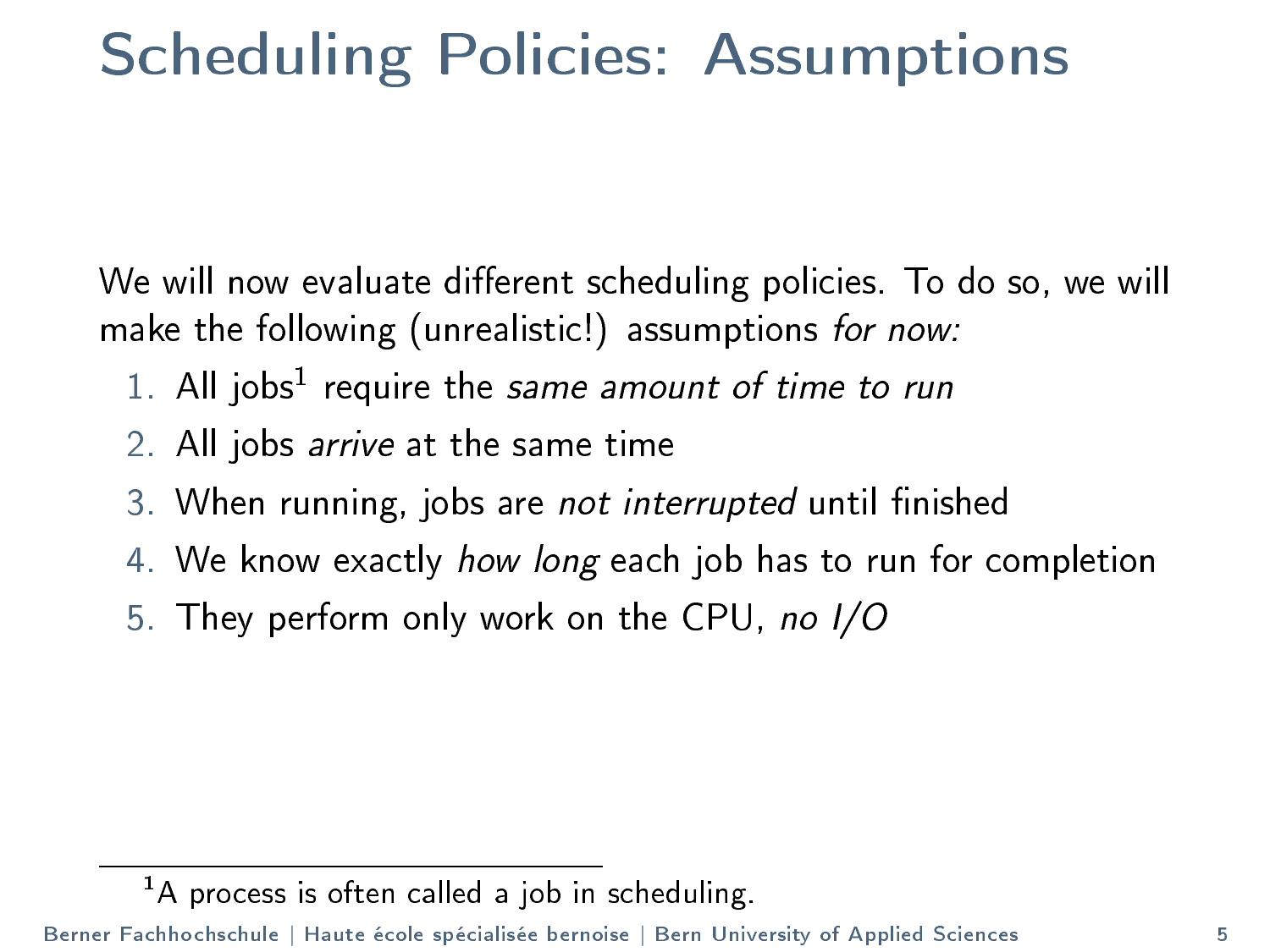# Scheduling Policies: Assumptions

We will now evaluate different scheduling policies. To do so, we will make the following (unrealistic!) assumptions *for now:*

1. All jobs[1] require the *same amount of time to run*
2. All jobs *arrive* at the same time
3. When running, jobs are *not interrupted* until finished
4. We know exactly *how long* each job has to run for completion
5. They perform only work on the CPU, *no I/O*

[1] A process is often called a job in scheduling.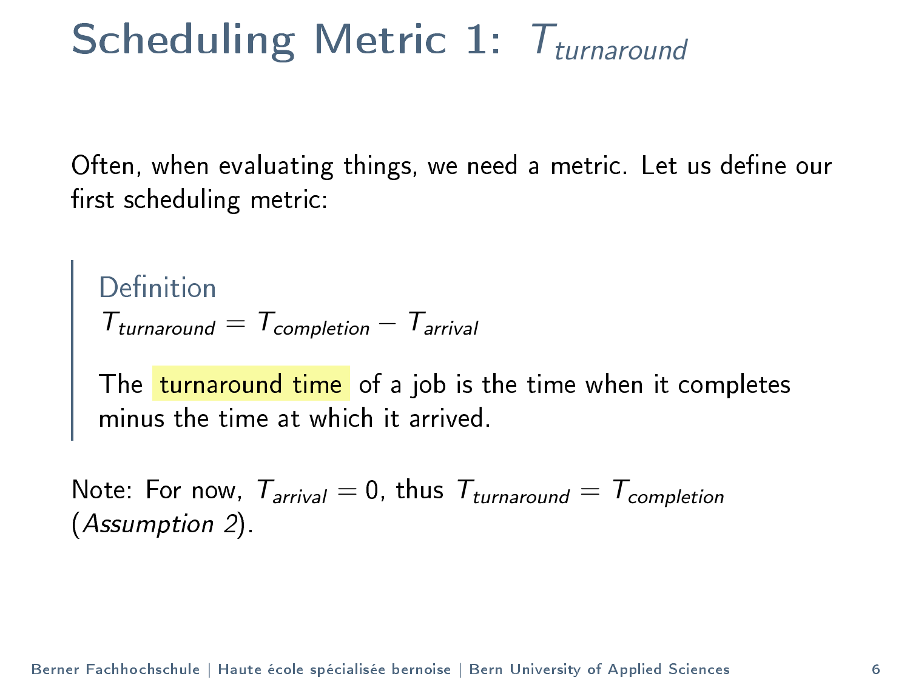# Scheduling Metric 1: $T_{turnaround}$

Often, when evaluating things, we need a metric. Let us define our first scheduling metric:

> **Definition**
>
> $T_{turnaround} = T_{completion} - T_{arrival}$
>
> The turnaround time of a job is the time when it completes minus the time at which it arrived.

Note: For now, $T_{arrival} = 0$, thus $T_{turnaround} = T_{completion}$ (*Assumption 2*).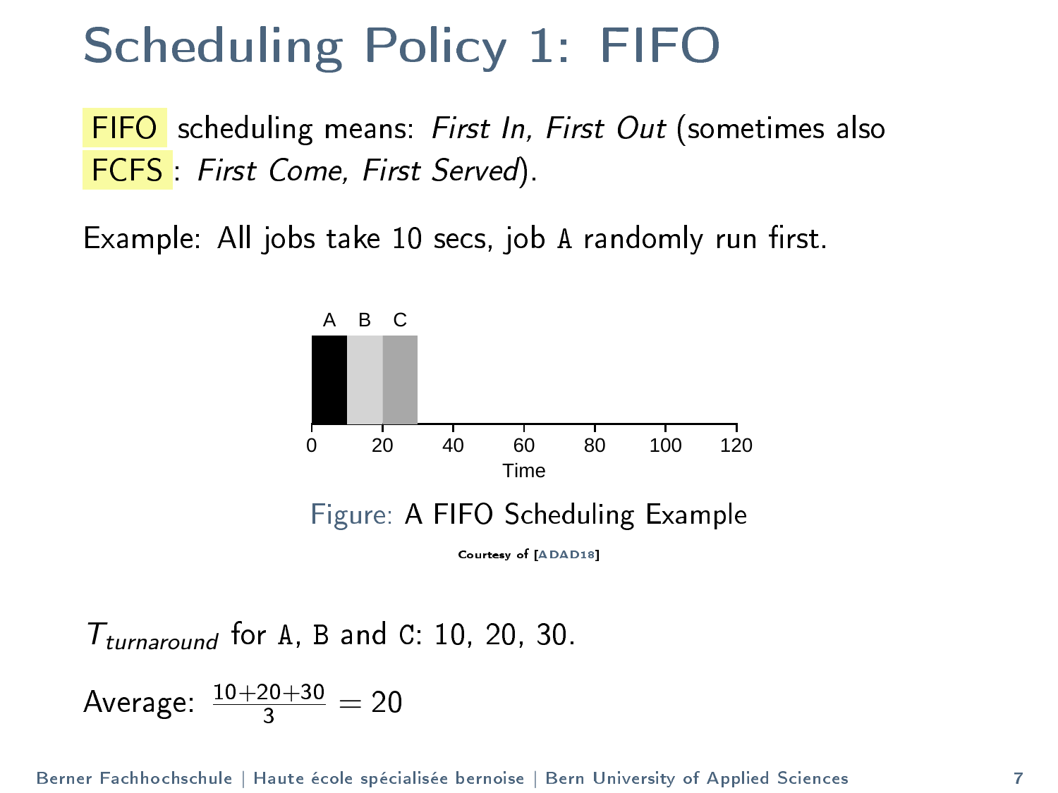# Scheduling Policy 1: FIFO

FIFO scheduling means: *First In, First Out* (sometimes also FCFS: *First Come, First Served*).

Example: All jobs take 10 secs, job `A` randomly run first.

Figure: A FIFO Scheduling Example

Courtesy of [ADAD18]

$T_{turnaround}$ for `A`, `B` and `C`: 10, 20, 30.

Average: $\frac{10+20+30}{3} = 20$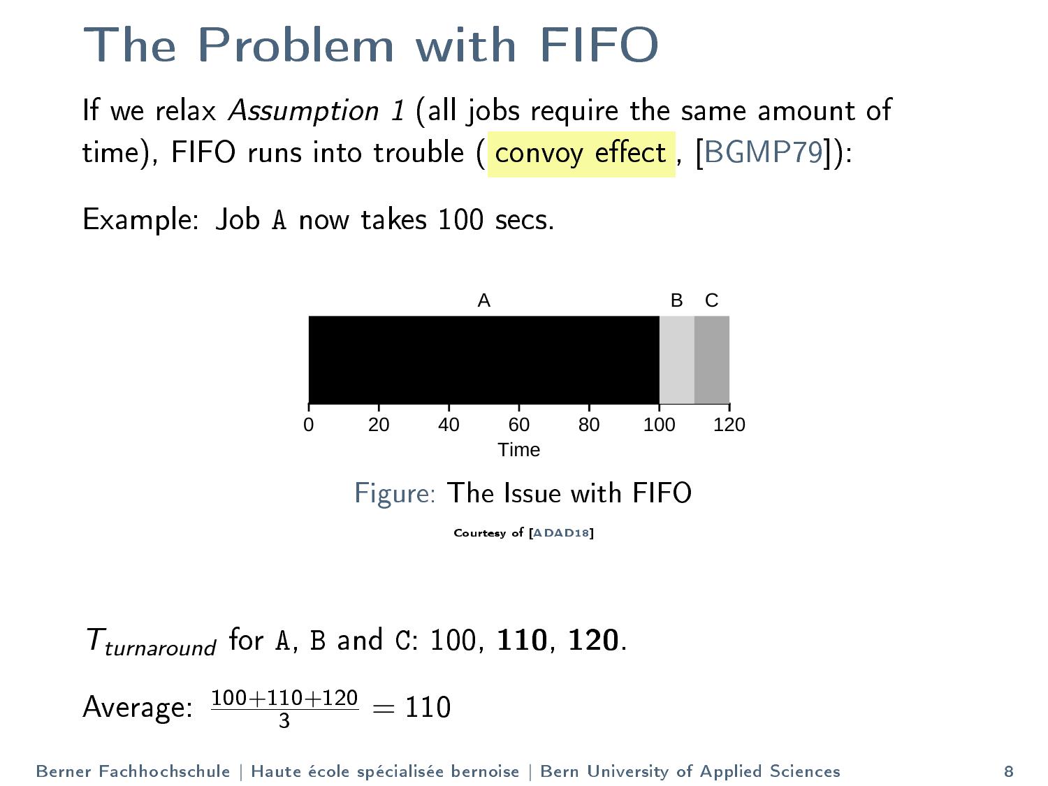# The Problem with FIFO

If we relax *Assumption 1* (all jobs require the same amount of time), FIFO runs into trouble (convoy effect, [BGMP79]):

Example: Job `A` now takes 100 secs.

Figure: The Issue with FIFO

Courtesy of [ADAD18]

$T_{turnaround}$ for `A`, `B` and `C`: 100, **110**, **120**.

Average: $\frac{100+110+120}{3} = 110$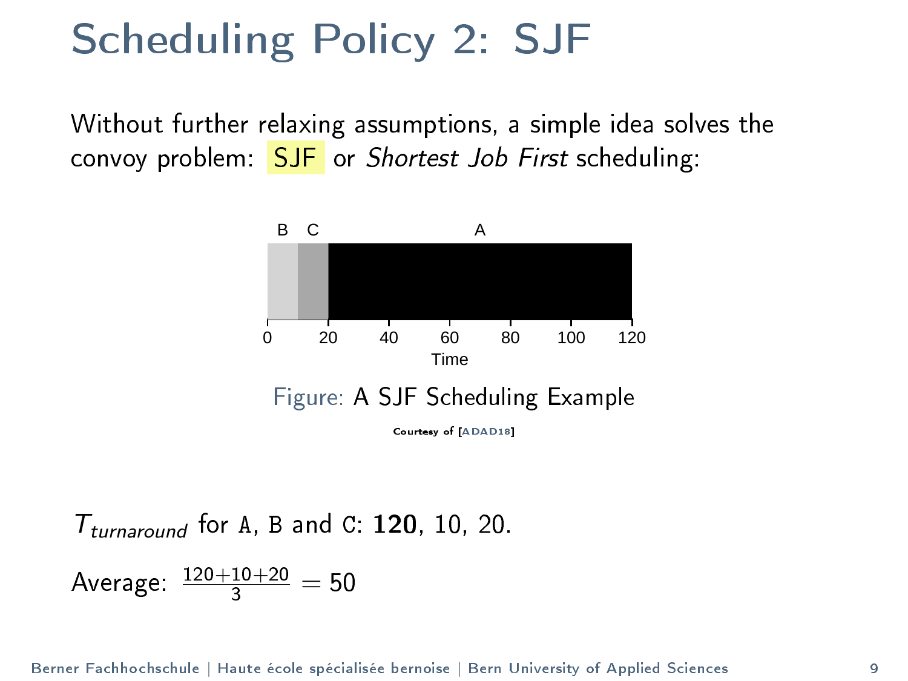# Scheduling Policy 2: SJF

Without further relaxing assumptions, a simple idea solves the convoy problem: SJF or *Shortest Job First* scheduling:

Figure: A SJF Scheduling Example

Courtesy of [ADAD18]

$T_{turnaround}$ for A, B and C: **120**, 10, 20.

Average: $\frac{120+10+20}{3} = 50$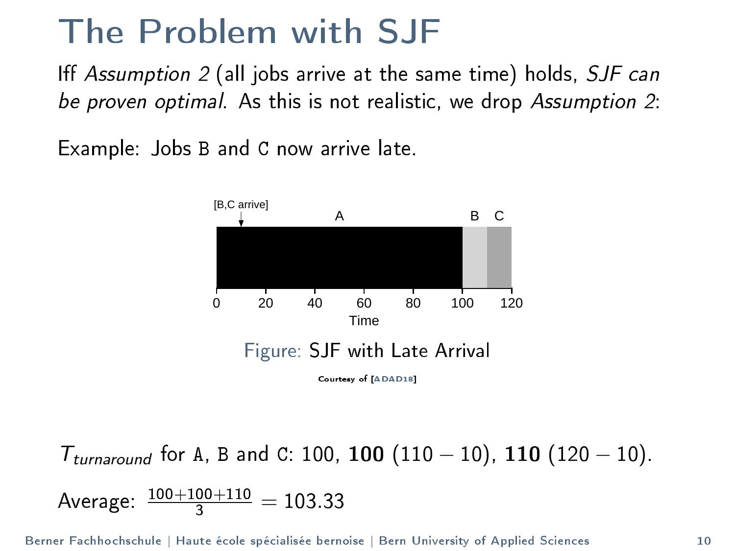# The Problem with SJF

Iff *Assumption 2* (all jobs arrive at the same time) holds, *SJF can be proven optimal*. As this is not realistic, we drop *Assumption 2*:

Example: Jobs B and C now arrive late.

Figure: SJF with Late Arrival

Courtesy of [ADAD18]

$T_{turnaround}$ for A, B and C: 100, **100** (110 − 10), **110** (120 − 10).

Average: $\frac{100+100+110}{3} = 103.33$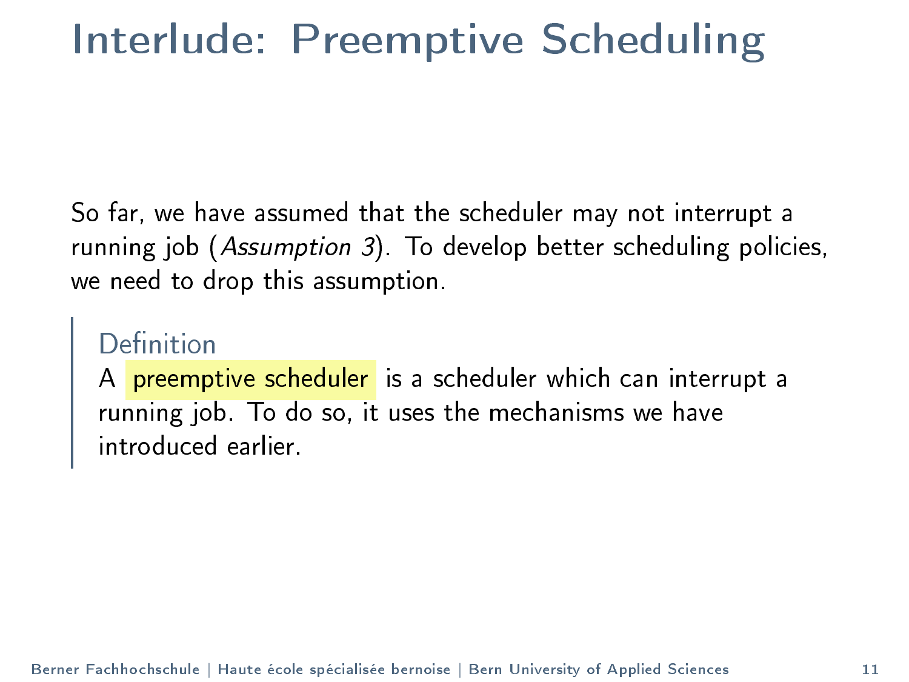# Interlude: Preemptive Scheduling

So far, we have assumed that the scheduler may not interrupt a running job (*Assumption 3*). To develop better scheduling policies, we need to drop this assumption.

> **Definition**
>
> A **preemptive scheduler** is a scheduler which can interrupt a running job. To do so, it uses the mechanisms we have introduced earlier.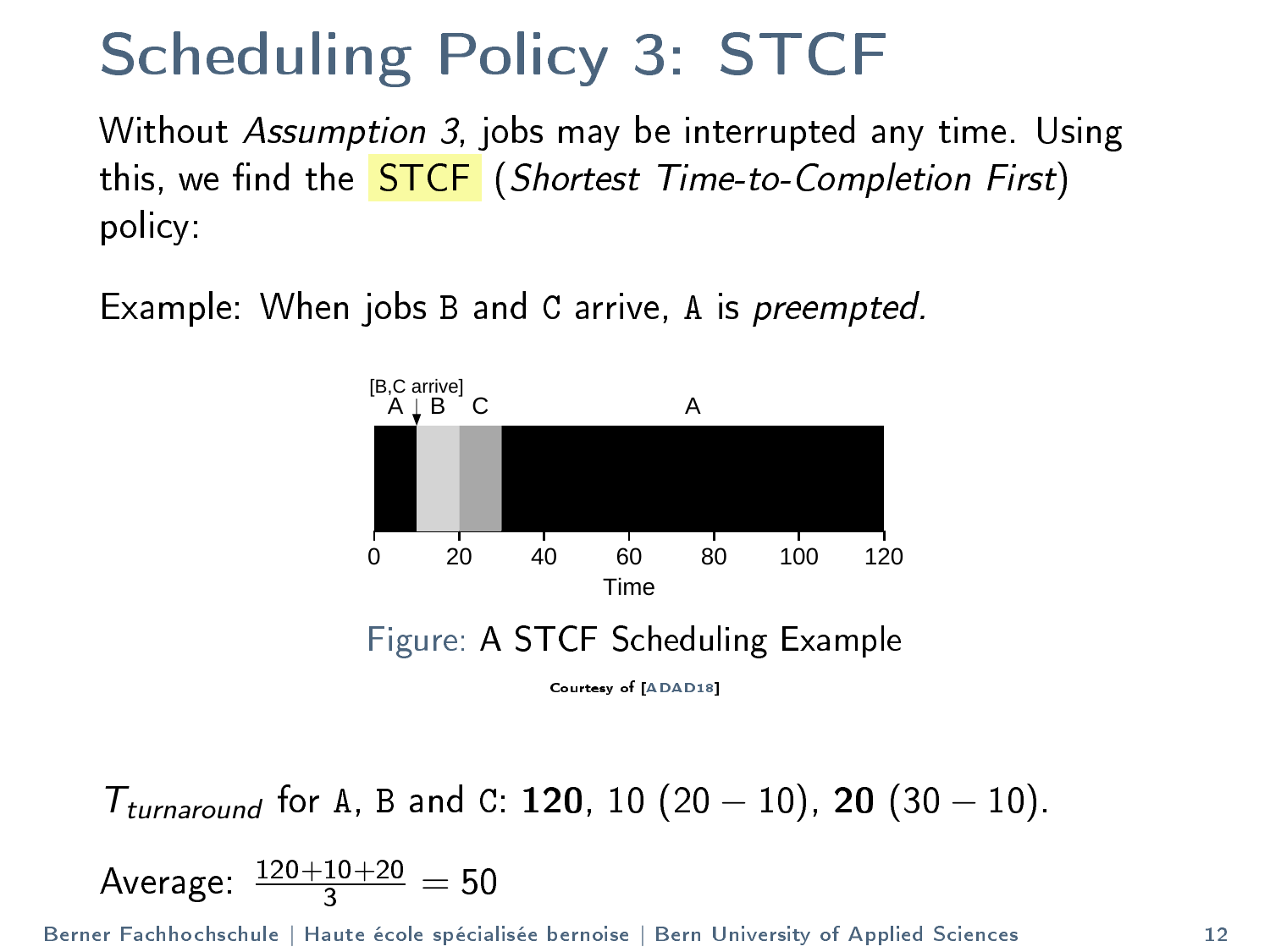# Scheduling Policy 3: STCF

Without *Assumption 3*, jobs may be interrupted any time. Using this, we find the STCF (*Shortest Time-to-Completion First*) policy:

Example: When jobs `B` and `C` arrive, `A` is *preempted.*

Figure: A STCF Scheduling Example

Courtesy of [ADAD18]

$T_{turnaround}$ for `A`, `B` and `C`: **120**, 10 $(20 - 10)$, **20** $(30 - 10)$.

Average: $\frac{120+10+20}{3} = 50$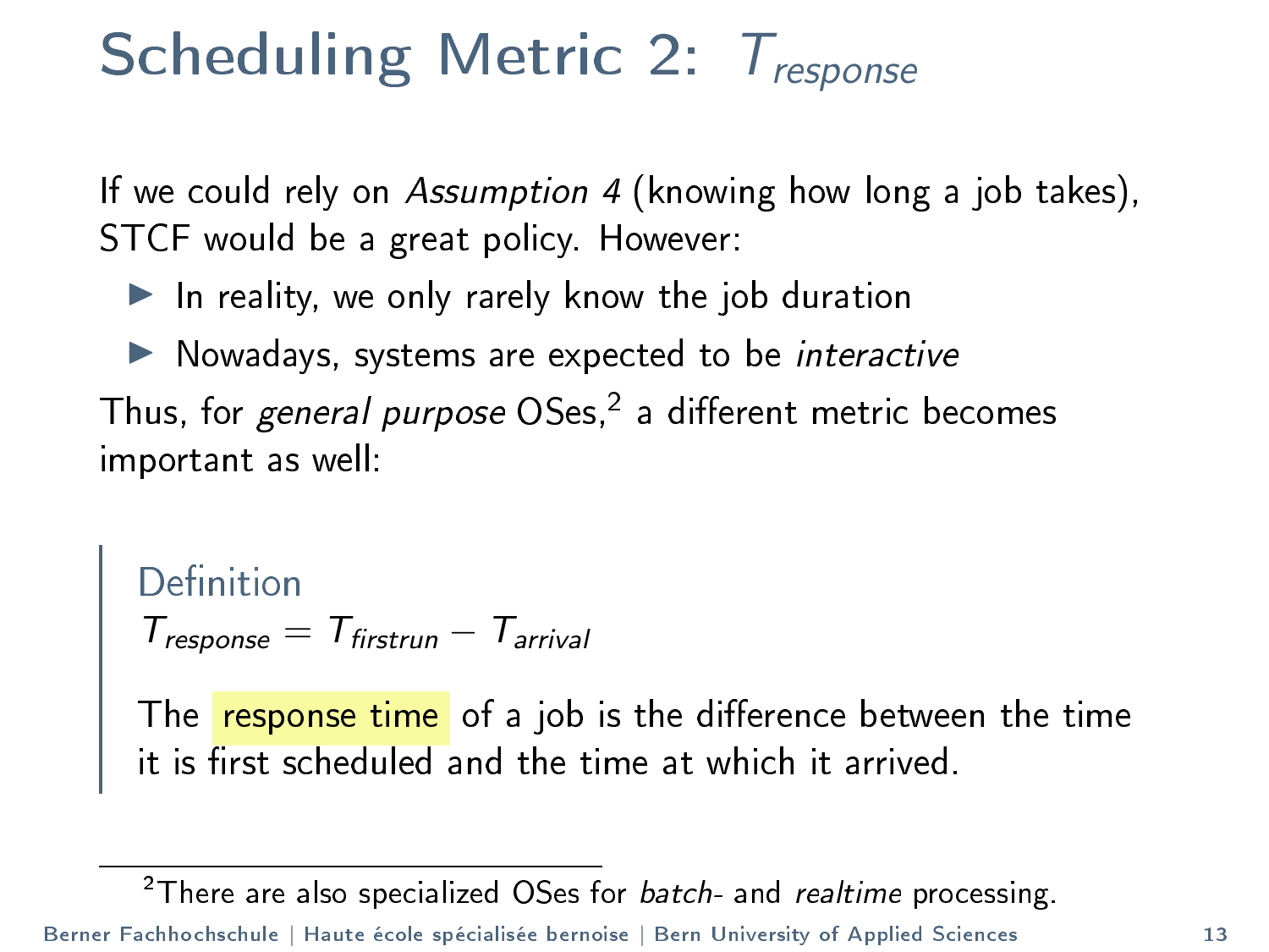# Scheduling Metric 2: $T_{response}$

If we could rely on *Assumption 4* (knowing how long a job takes), STCF would be a great policy. However:

- In reality, we only rarely know the job duration
- Nowadays, systems are expected to be *interactive*

Thus, for *general purpose* OSes,[2] a different metric becomes important as well:

> **Definition**
>
> $T_{response} = T_{firstrun} - T_{arrival}$
>
> The response time of a job is the difference between the time it is first scheduled and the time at which it arrived.

[2] There are also specialized OSes for *batch*- and *realtime* processing.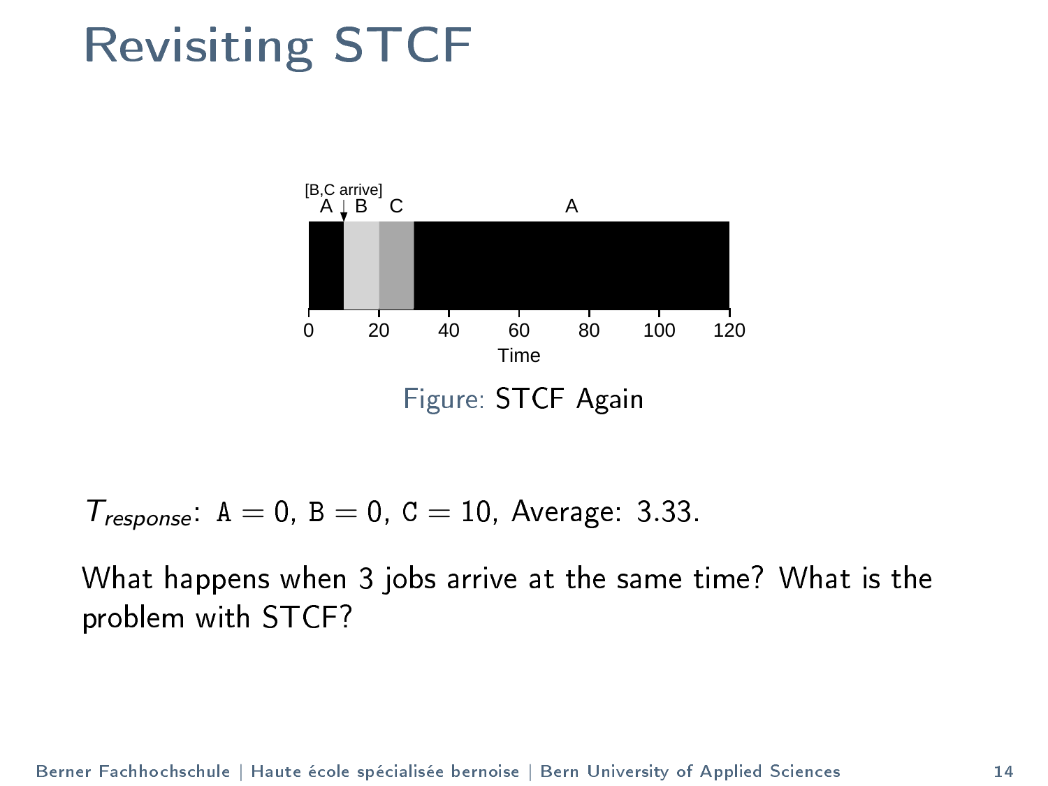# Revisiting STCF

Figure: STCF Again

$T_{response}$: A = 0, B = 0, C = 10, Average: 3.33.

What happens when 3 jobs arrive at the same time? What is the problem with STCF?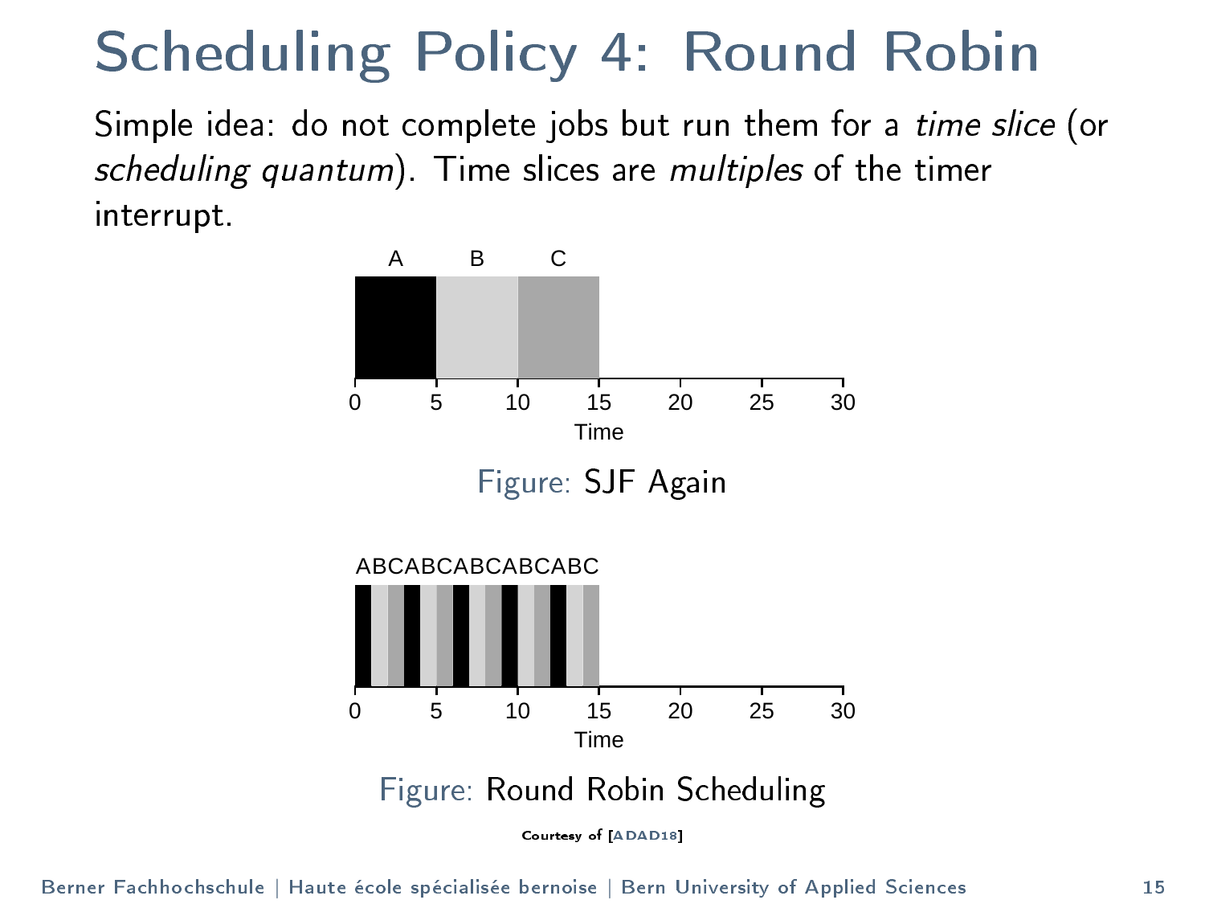# Scheduling Policy 4: Round Robin

Simple idea: do not complete jobs but run them for a *time slice* (or *scheduling quantum*). Time slices are *multiples* of the timer interrupt.

Figure: SJF Again

Figure: Round Robin Scheduling

Courtesy of [ADAD18]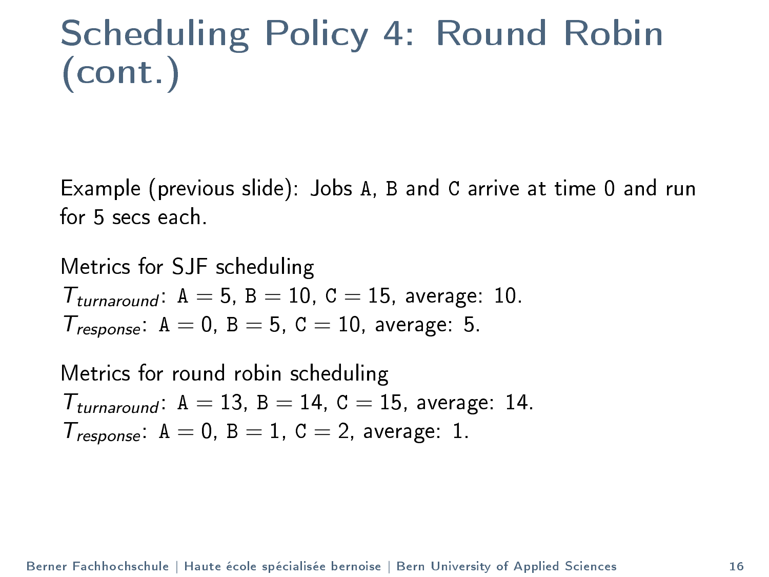# Scheduling Policy 4: Round Robin (cont.)

Example (previous slide): Jobs `A`, `B` and `C` arrive at time 0 and run for 5 secs each.

Metrics for SJF scheduling
$T_{turnaround}$: `A` = 5, `B` = 10, `C` = 15, average: 10.
$T_{response}$: `A` = 0, `B` = 5, `C` = 10, average: 5.

Metrics for round robin scheduling
$T_{turnaround}$: `A` = 13, `B` = 14, `C` = 15, average: 14.
$T_{response}$: `A` = 0, `B` = 1, `C` = 2, average: 1.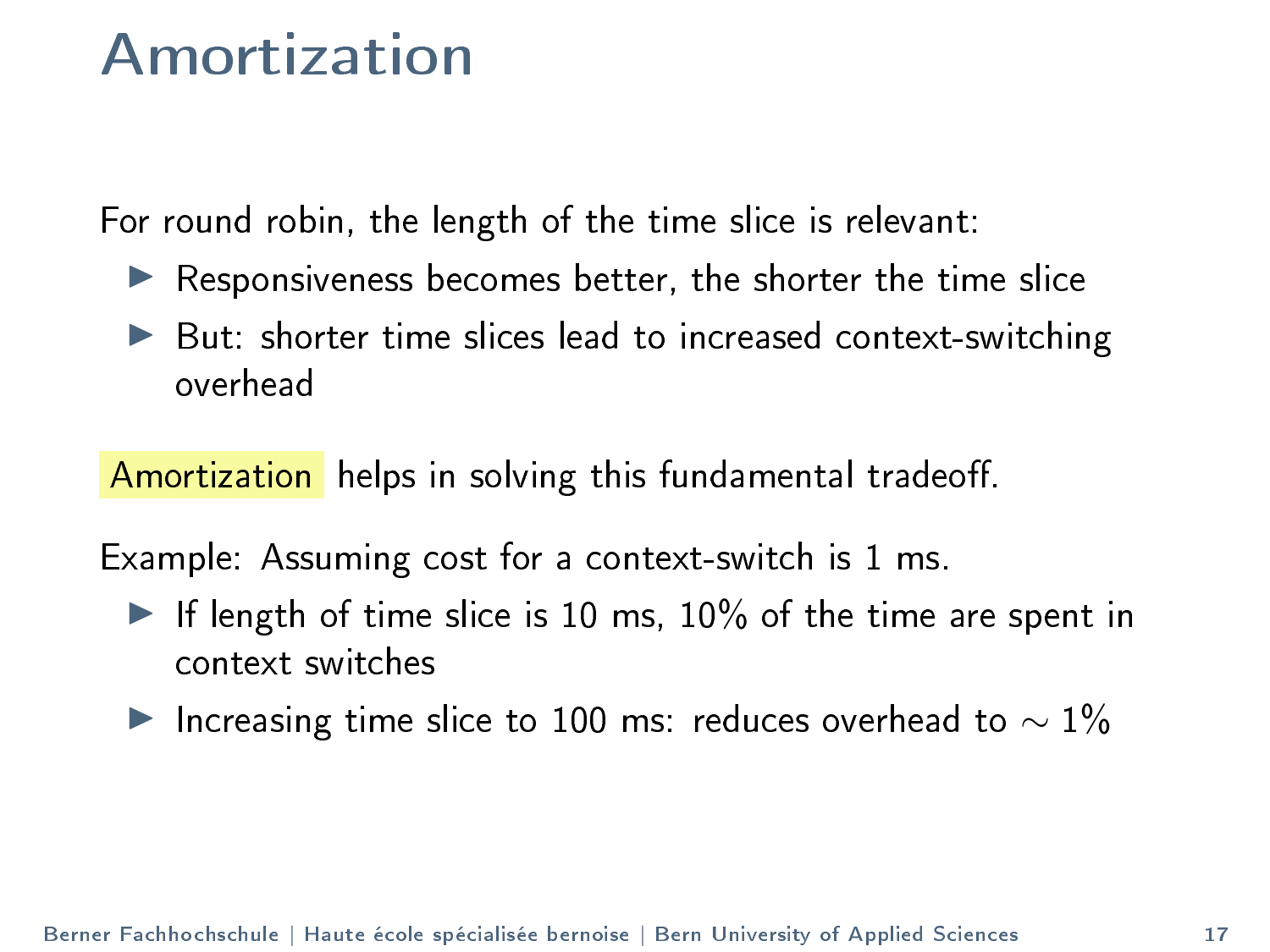# Amortization

For round robin, the length of the time slice is relevant:

- Responsiveness becomes better, the shorter the time slice
- But: shorter time slices lead to increased context-switching overhead

Amortization helps in solving this fundamental tradeoff.

Example: Assuming cost for a context-switch is 1 ms.

- If length of time slice is 10 ms, 10% of the time are spent in context switches
- Increasing time slice to 100 ms: reduces overhead to $\sim 1\%$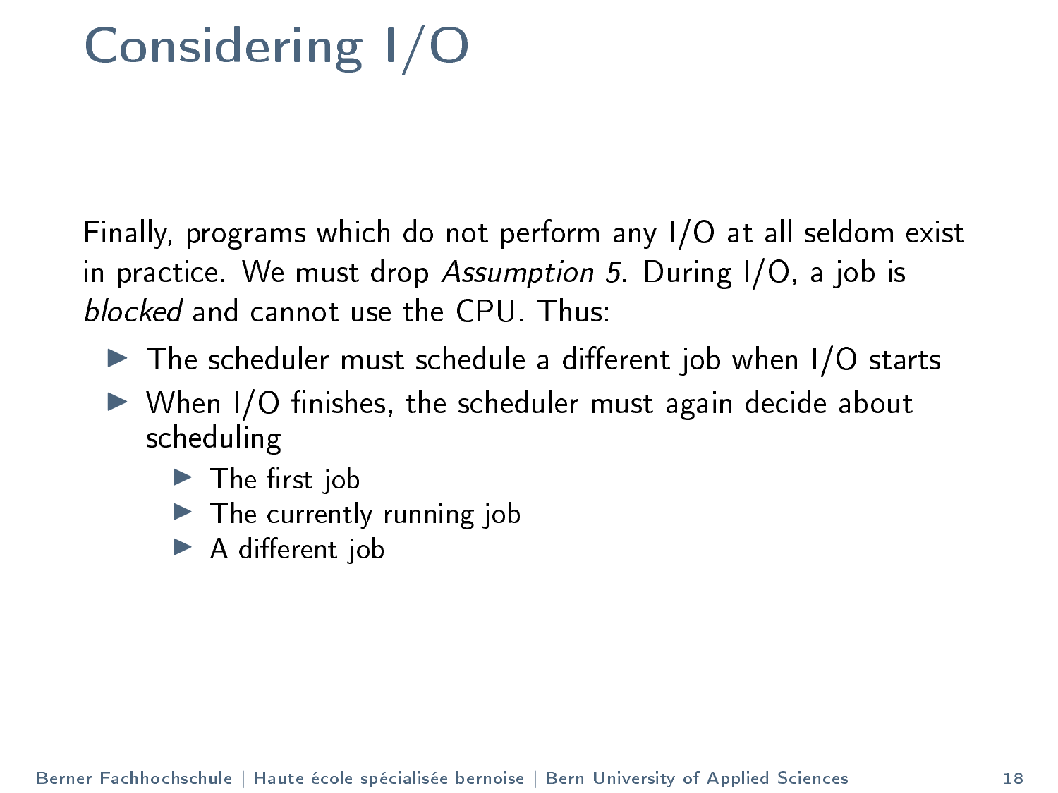# Considering I/O

Finally, programs which do not perform any I/O at all seldom exist in practice. We must drop *Assumption 5*. During I/O, a job is *blocked* and cannot use the CPU. Thus:

- The scheduler must schedule a different job when I/O starts
- When I/O finishes, the scheduler must again decide about scheduling
  - The first job
  - The currently running job
  - A different job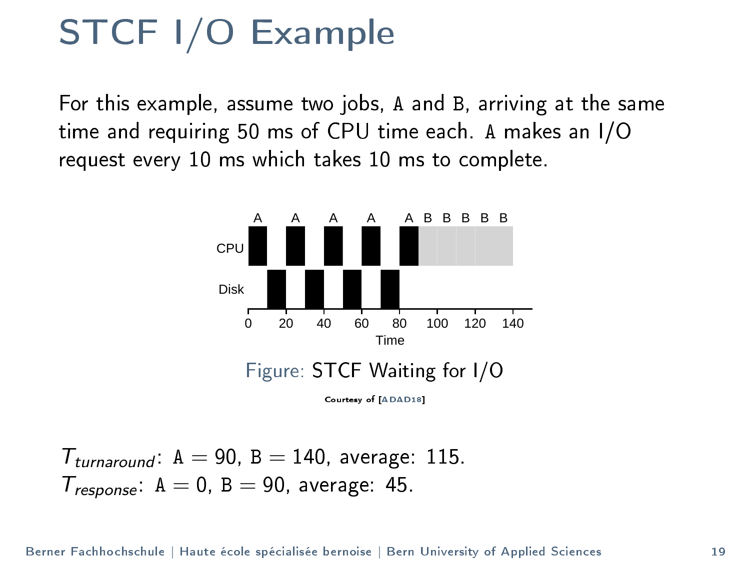# STCF I/O Example

For this example, assume two jobs, `A` and `B`, arriving at the same time and requiring 50 ms of CPU time each. `A` makes an I/O request every 10 ms which takes 10 ms to complete.

Figure: STCF Waiting for I/O

Courtesy of [ADAD18]

$T_{turnaround}$: `A` = 90, `B` = 140, average: 115.
$T_{response}$: `A` = 0, `B` = 90, average: 45.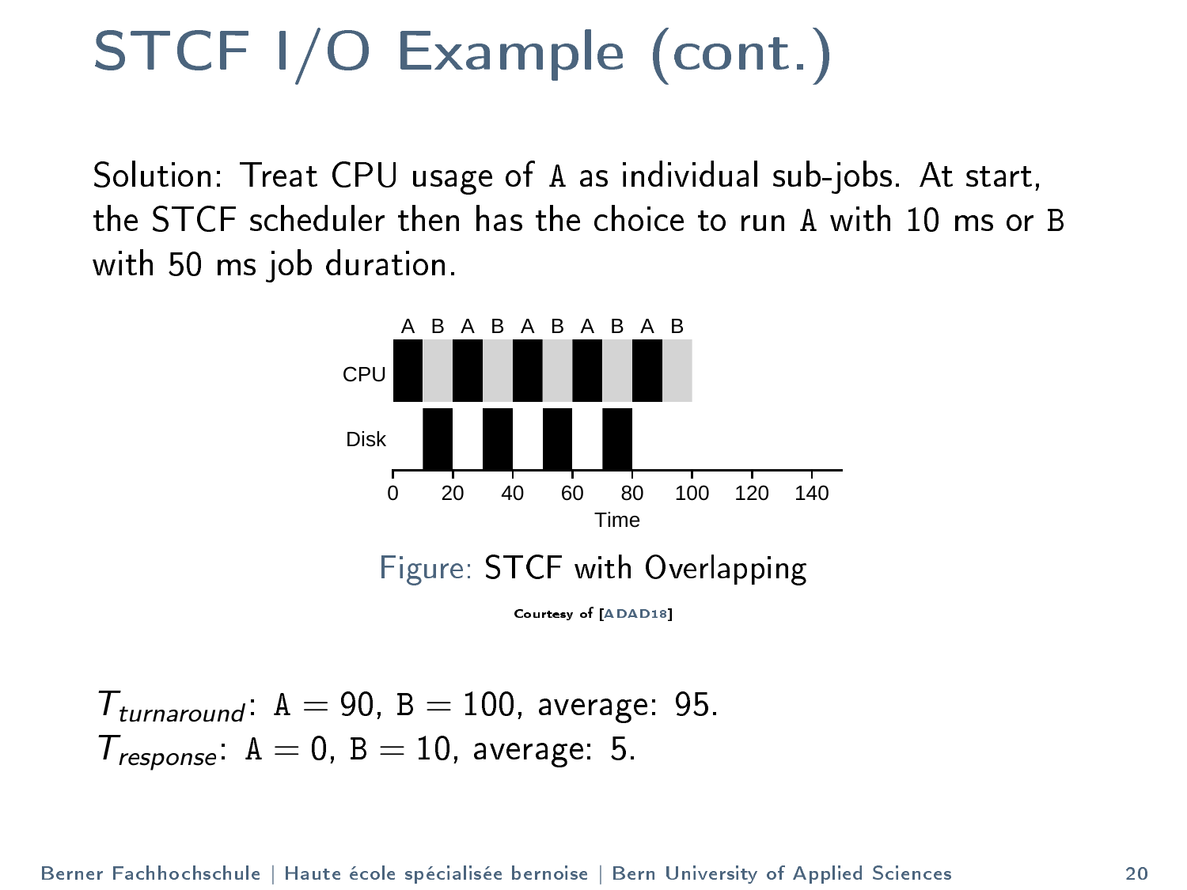# STCF I/O Example (cont.)

Solution: Treat CPU usage of `A` as individual sub-jobs. At start, the STCF scheduler then has the choice to run `A` with 10 ms or `B` with 50 ms job duration.

Figure: STCF with Overlapping

Courtesy of [ADAD18]

$T_{turnaround}$: `A` = 90, `B` = 100, average: 95.
$T_{response}$: `A` = 0, `B` = 10, average: 5.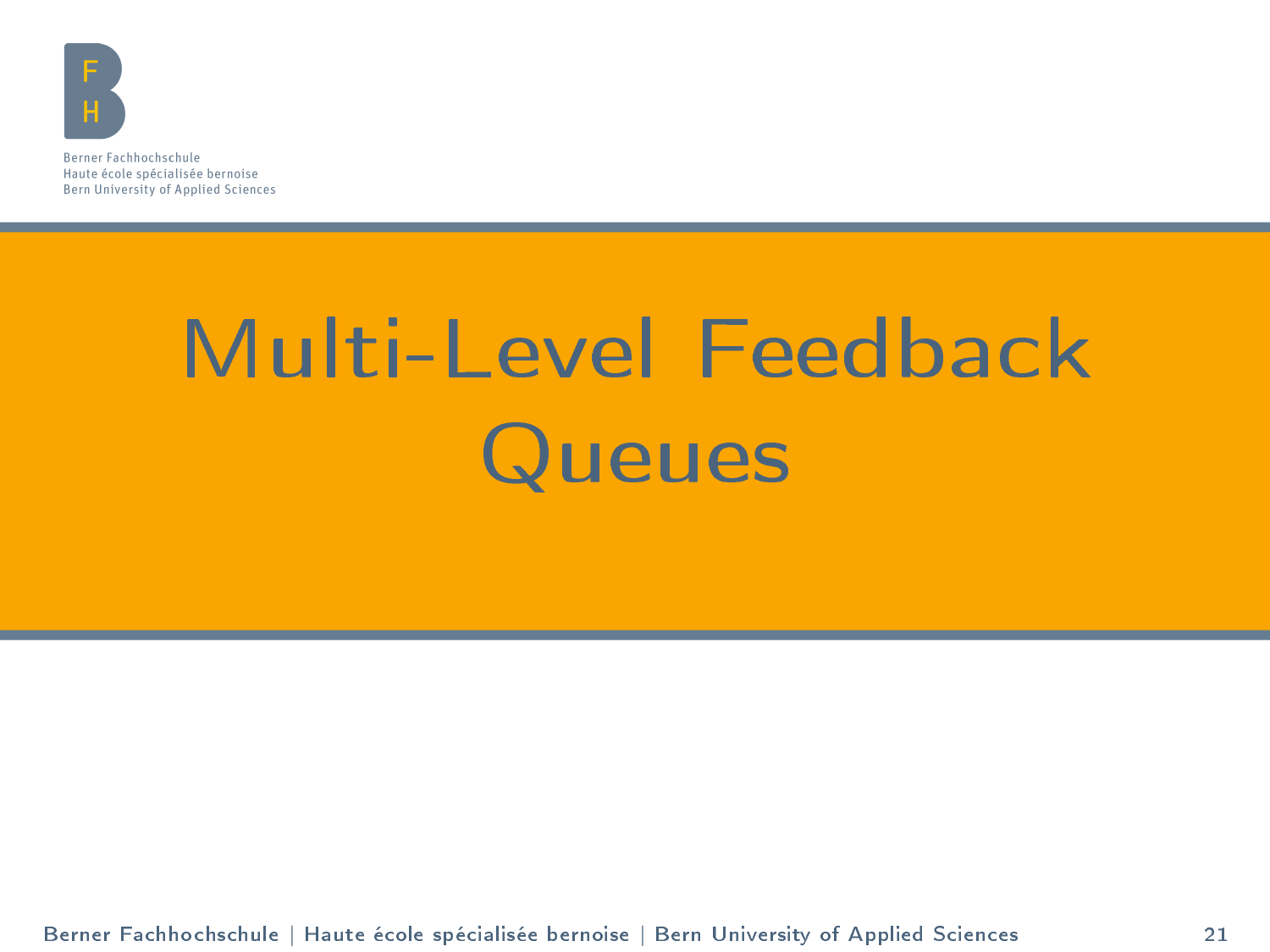# Multi-Level Feedback Queues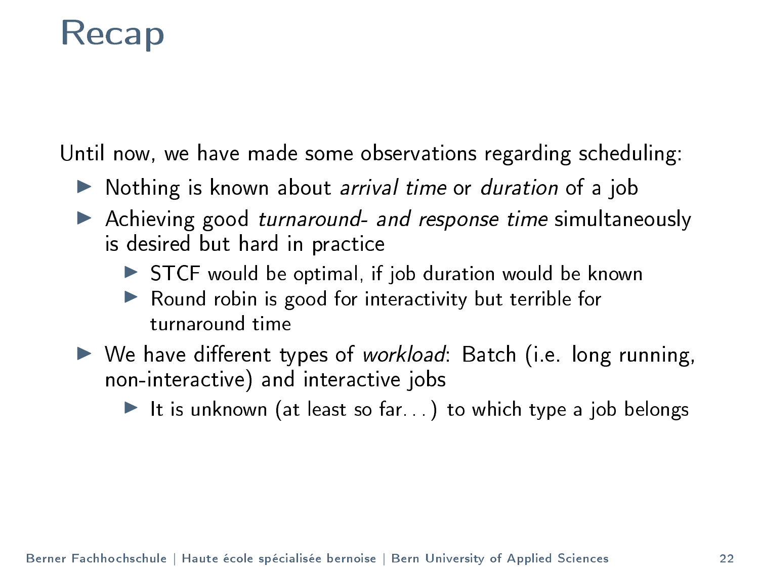# Recap

Until now, we have made some observations regarding scheduling:

- Nothing is known about *arrival time* or *duration* of a job
- Achieving good *turnaround- and response time* simultaneously is desired but hard in practice
  - STCF would be optimal, if job duration would be known
  - Round robin is good for interactivity but terrible for turnaround time
- We have different types of *workload*: Batch (i.e. long running, non-interactive) and interactive jobs
  - It is unknown (at least so far...) to which type a job belongs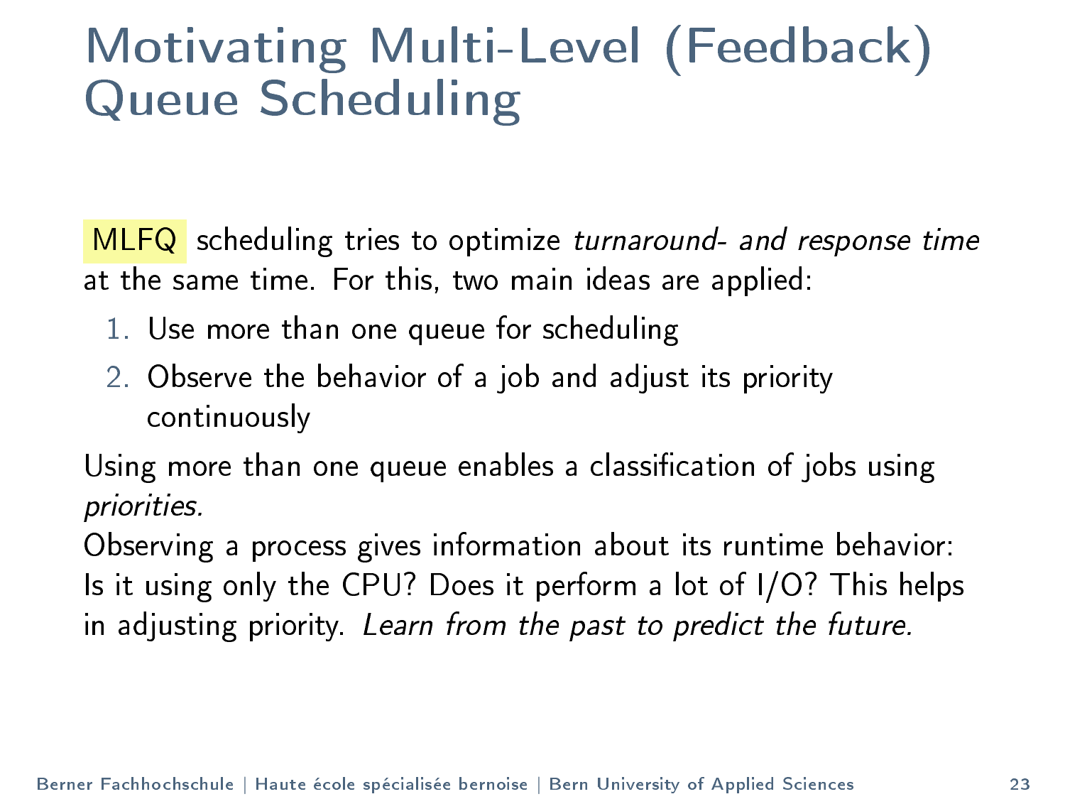# Motivating Multi-Level (Feedback) Queue Scheduling

MLFQ scheduling tries to optimize *turnaround- and response time* at the same time. For this, two main ideas are applied:

1. Use more than one queue for scheduling
2. Observe the behavior of a job and adjust its priority continuously

Using more than one queue enables a classification of jobs using *priorities.*

Observing a process gives information about its runtime behavior: Is it using only the CPU? Does it perform a lot of I/O? This helps in adjusting priority. *Learn from the past to predict the future.*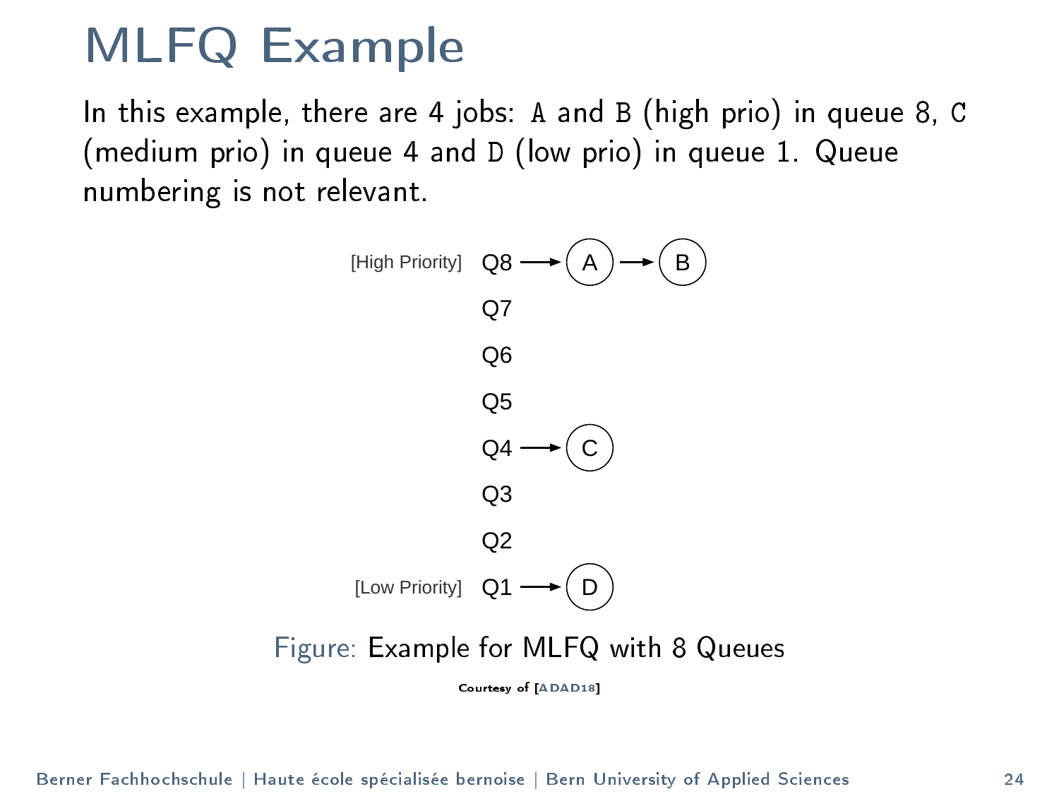# MLFQ Example

In this example, there are 4 jobs: `A` and `B` (high prio) in queue `8`, `C` (medium prio) in queue `4` and `D` (low prio) in queue `1`. Queue numbering is not relevant.

[High Priority] Q8 → A → B
Q7
Q6
Q5
Q4 → C
Q3
Q2
[Low Priority] Q1 → D

Figure: Example for MLFQ with 8 Queues

Courtesy of [ADAD18]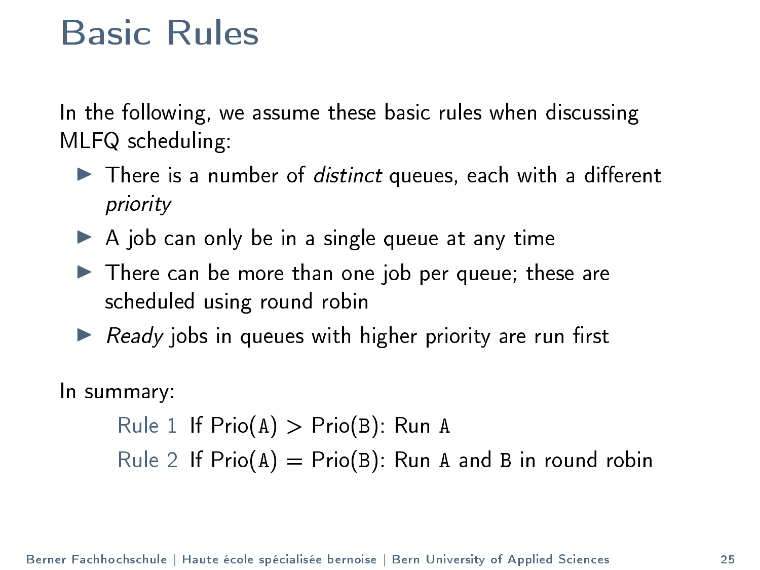# Basic Rules

In the following, we assume these basic rules when discussing MLFQ scheduling:

- There is a number of *distinct* queues, each with a different *priority*
- A job can only be in a single queue at any time
- There can be more than one job per queue; these are scheduled using round robin
- *Ready* jobs in queues with higher priority are run first

In summary:

> Rule 1 If Prio(`A`) > Prio(`B`): Run `A`
>
> Rule 2 If Prio(`A`) = Prio(`B`): Run `A` and `B` in round robin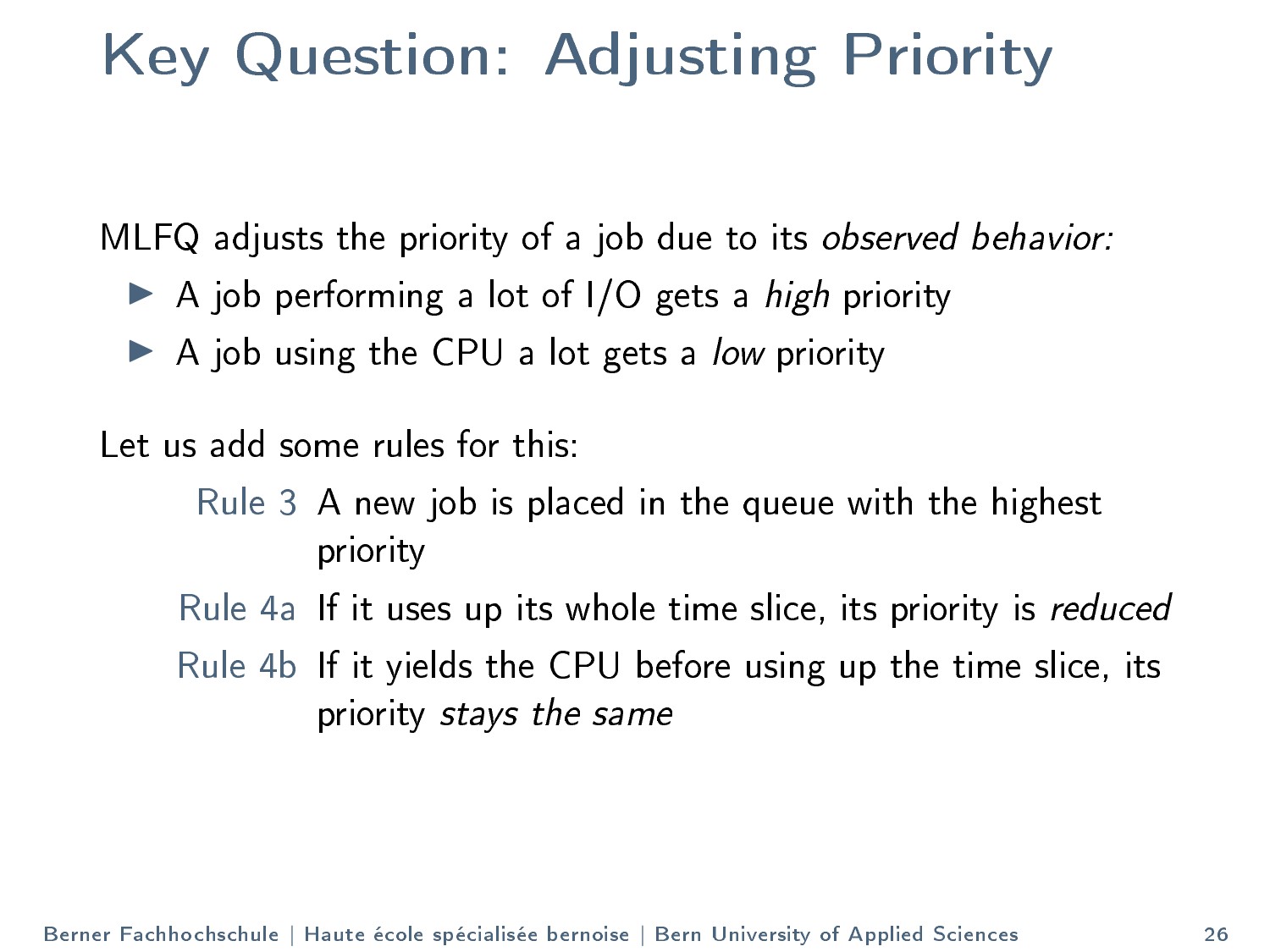# Key Question: Adjusting Priority

MLFQ adjusts the priority of a job due to its *observed behavior:*

- A job performing a lot of I/O gets a *high* priority
- A job using the CPU a lot gets a *low* priority

Let us add some rules for this:

- Rule 3: A new job is placed in the queue with the highest priority
- Rule 4a: If it uses up its whole time slice, its priority is *reduced*
- Rule 4b: If it yields the CPU before using up the time slice, its priority *stays the same*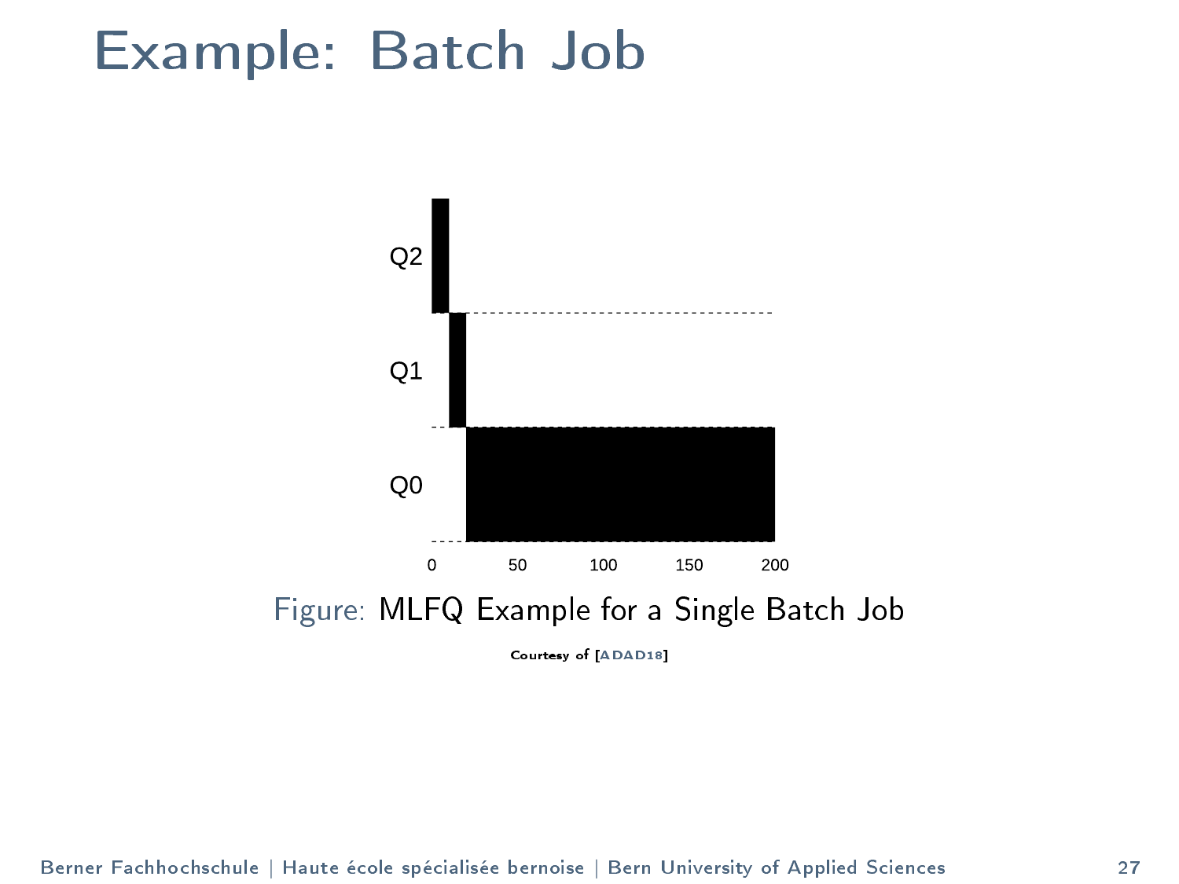# Example: Batch Job

Figure: MLFQ Example for a Single Batch Job

Courtesy of [ADAD18]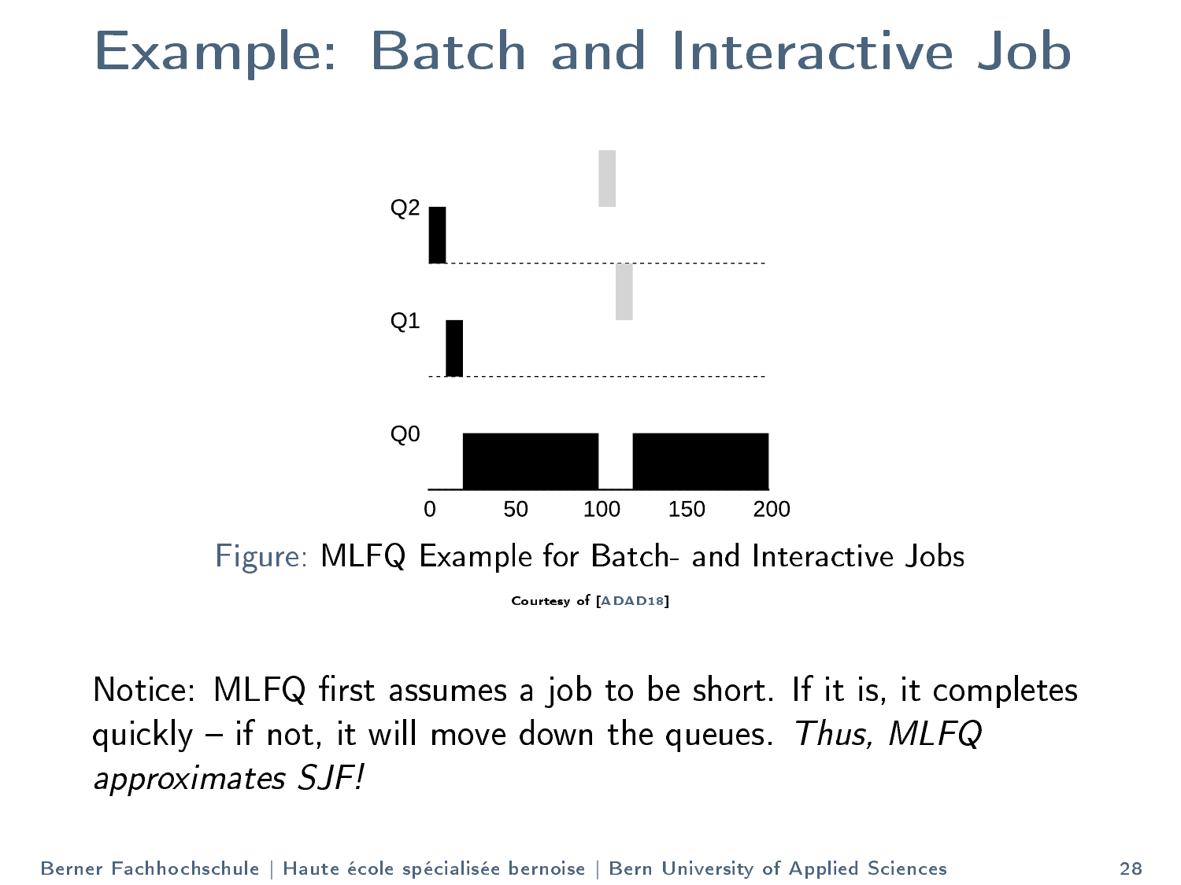# Example: Batch and Interactive Job

Figure: MLFQ Example for Batch- and Interactive Jobs

Courtesy of [ADAD18]

Notice: MLFQ first assumes a job to be short. If it is, it completes quickly – if not, it will move down the queues. *Thus, MLFQ approximates SJF!*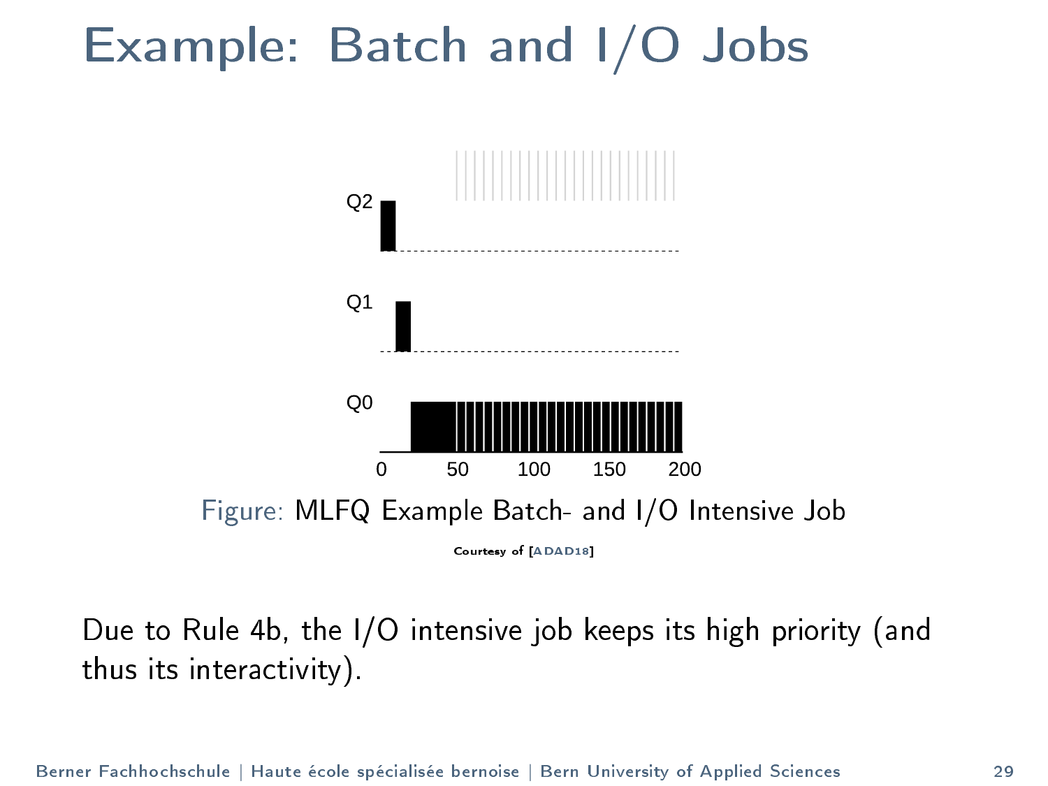# Example: Batch and I/O Jobs

Figure: MLFQ Example Batch- and I/O Intensive Job

Courtesy of [ADAD18]

Due to Rule 4b, the I/O intensive job keeps its high priority (and thus its interactivity).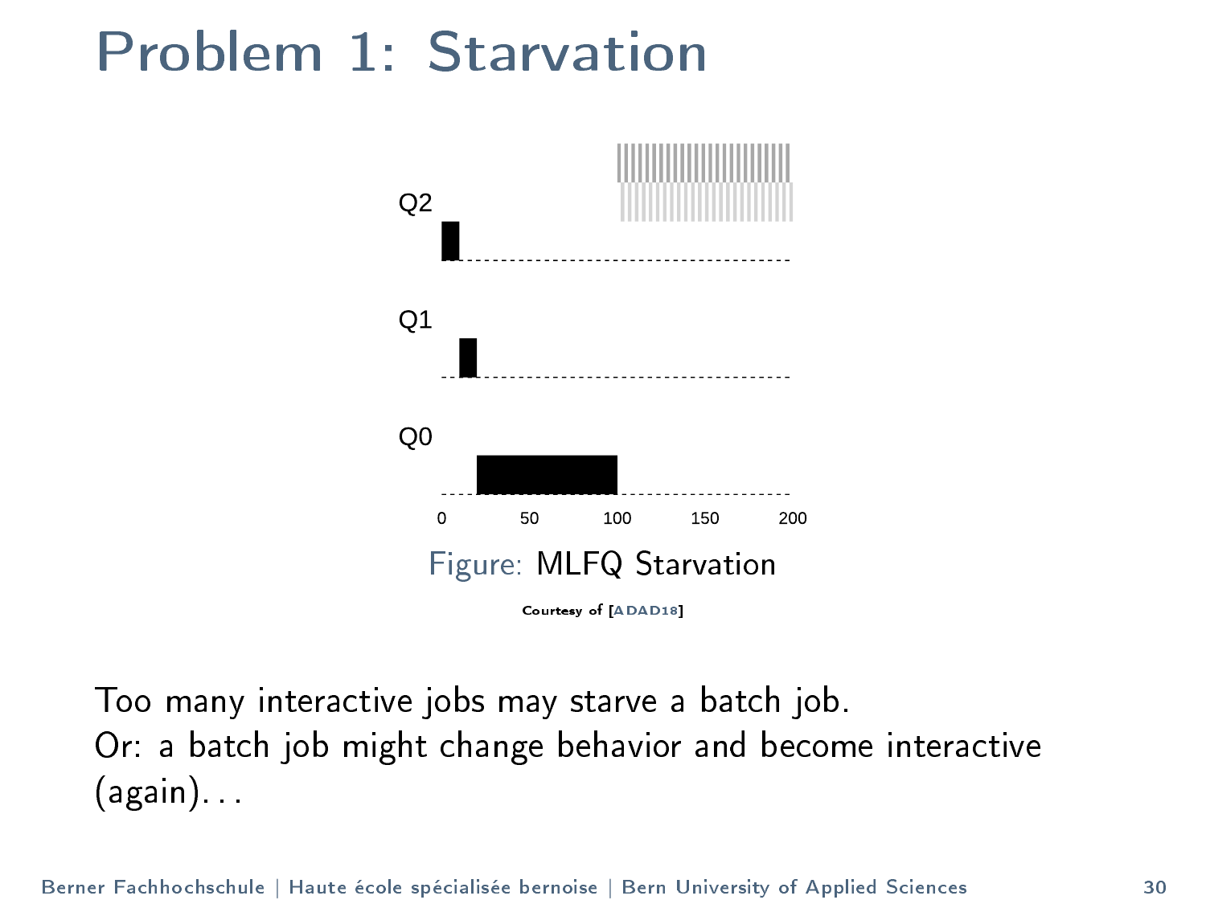# Problem 1: Starvation

Figure: MLFQ Starvation

Courtesy of [ADAD18]

Too many interactive jobs may starve a batch job.
Or: a batch job might change behavior and become interactive (again)...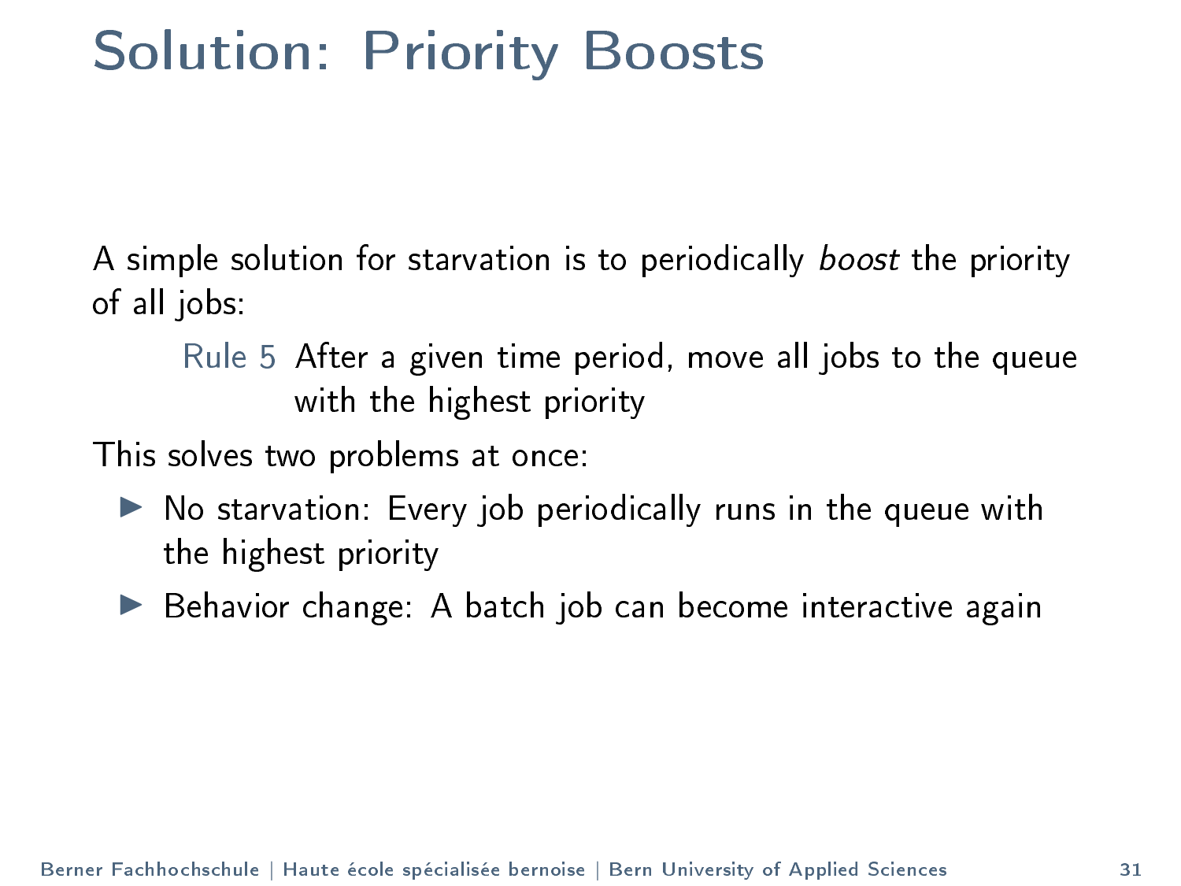# Solution: Priority Boosts

A simple solution for starvation is to periodically *boost* the priority of all jobs:

Rule 5 After a given time period, move all jobs to the queue with the highest priority

This solves two problems at once:

- No starvation: Every job periodically runs in the queue with the highest priority
- Behavior change: A batch job can become interactive again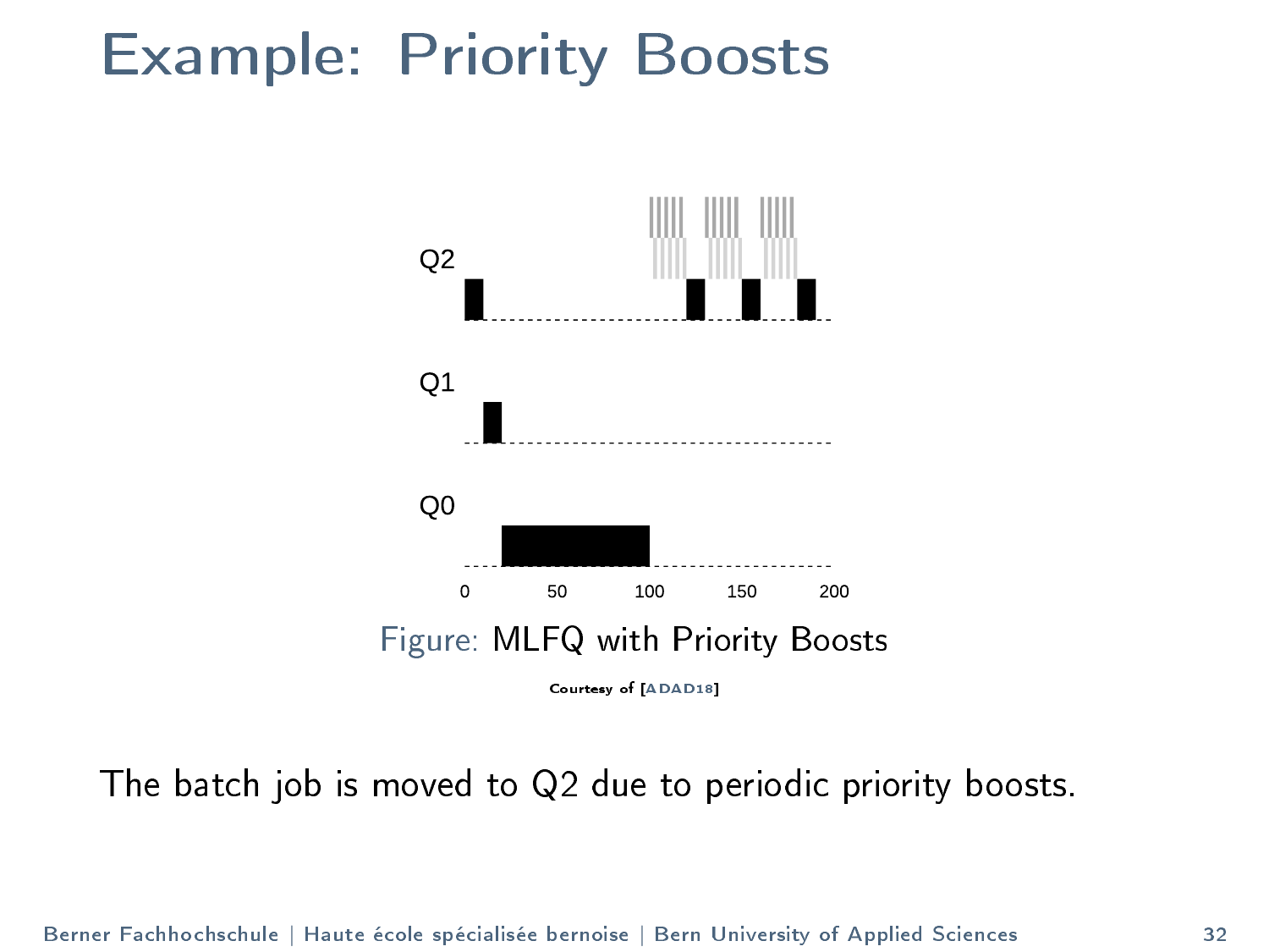# Example: Priority Boosts

Figure: MLFQ with Priority Boosts

Courtesy of [ADAD18]

The batch job is moved to Q2 due to periodic priority boosts.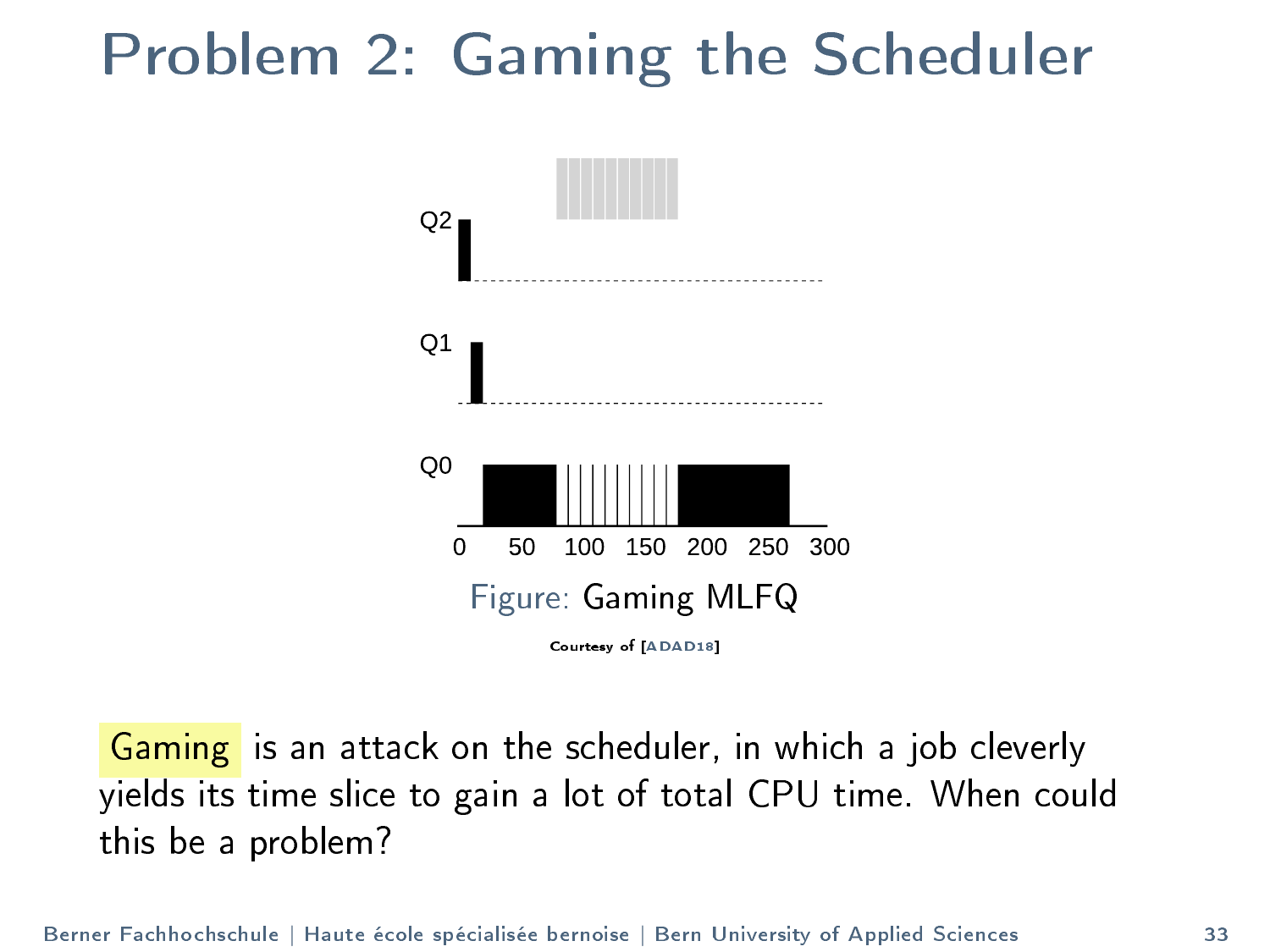# Problem 2: Gaming the Scheduler

Figure: Gaming MLFQ

Courtesy of [ADAD18]

Gaming is an attack on the scheduler, in which a job cleverly yields its time slice to gain a lot of total CPU time. When could this be a problem?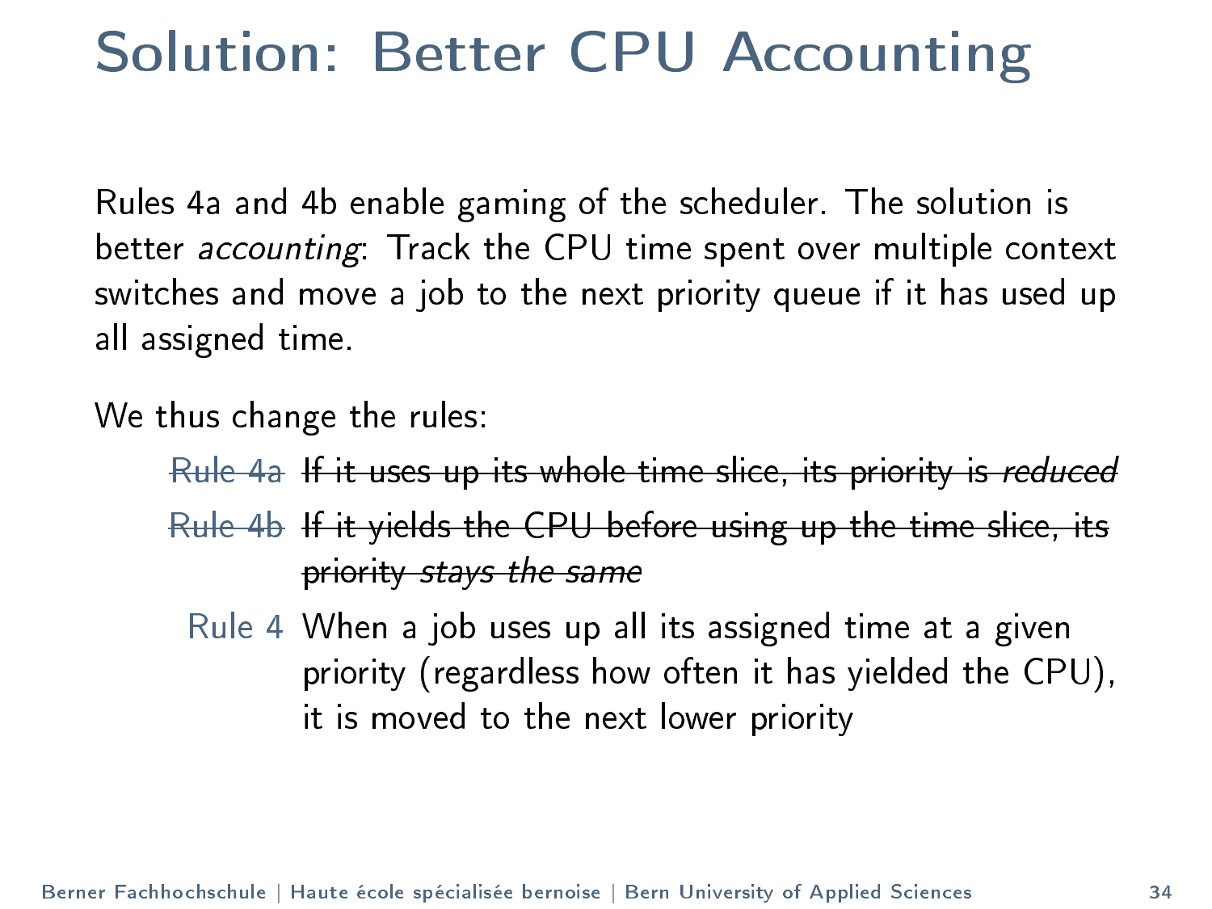# Solution: Better CPU Accounting

Rules 4a and 4b enable gaming of the scheduler. The solution is better *accounting*: Track the CPU time spent over multiple context switches and move a job to the next priority queue if it has used up all assigned time.

We thus change the rules:

~~Rule 4a~~ ~~If it uses up its whole time slice, its priority is *reduced*~~

~~Rule 4b~~ ~~If it yields the CPU before using up the time slice, its priority *stays the same*~~

Rule 4 When a job uses up all its assigned time at a given priority (regardless how often it has yielded the CPU), it is moved to the next lower priority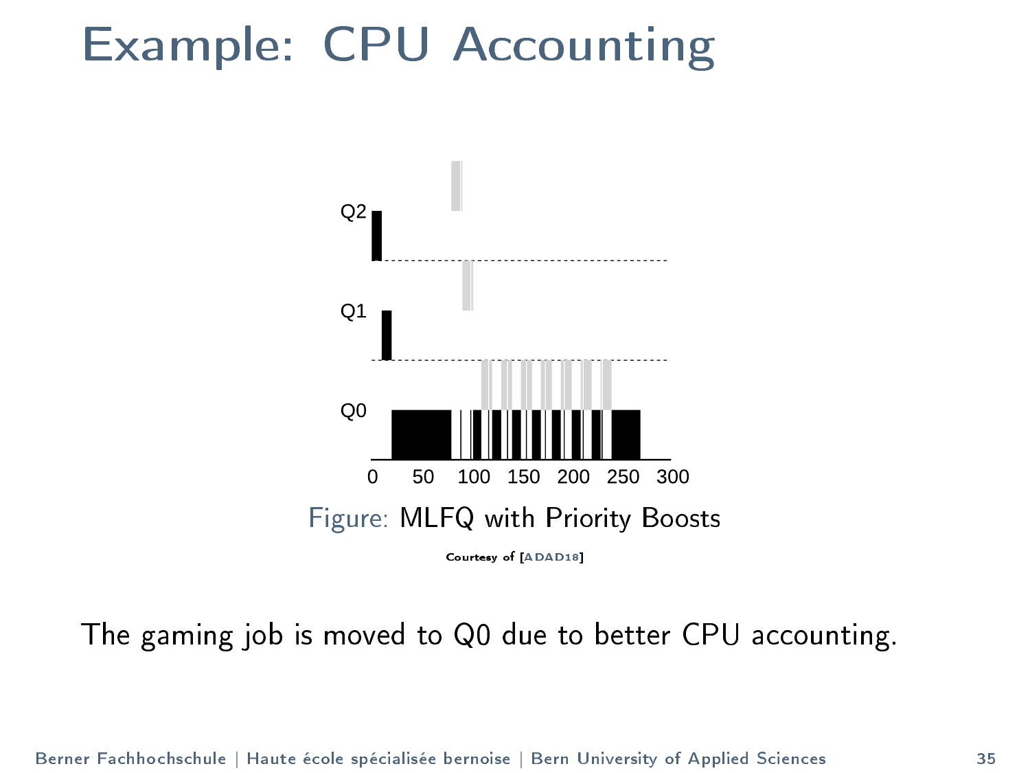# Example: CPU Accounting

Figure: MLFQ with Priority Boosts

Courtesy of [ADAD18]

The gaming job is moved to Q0 due to better CPU accounting.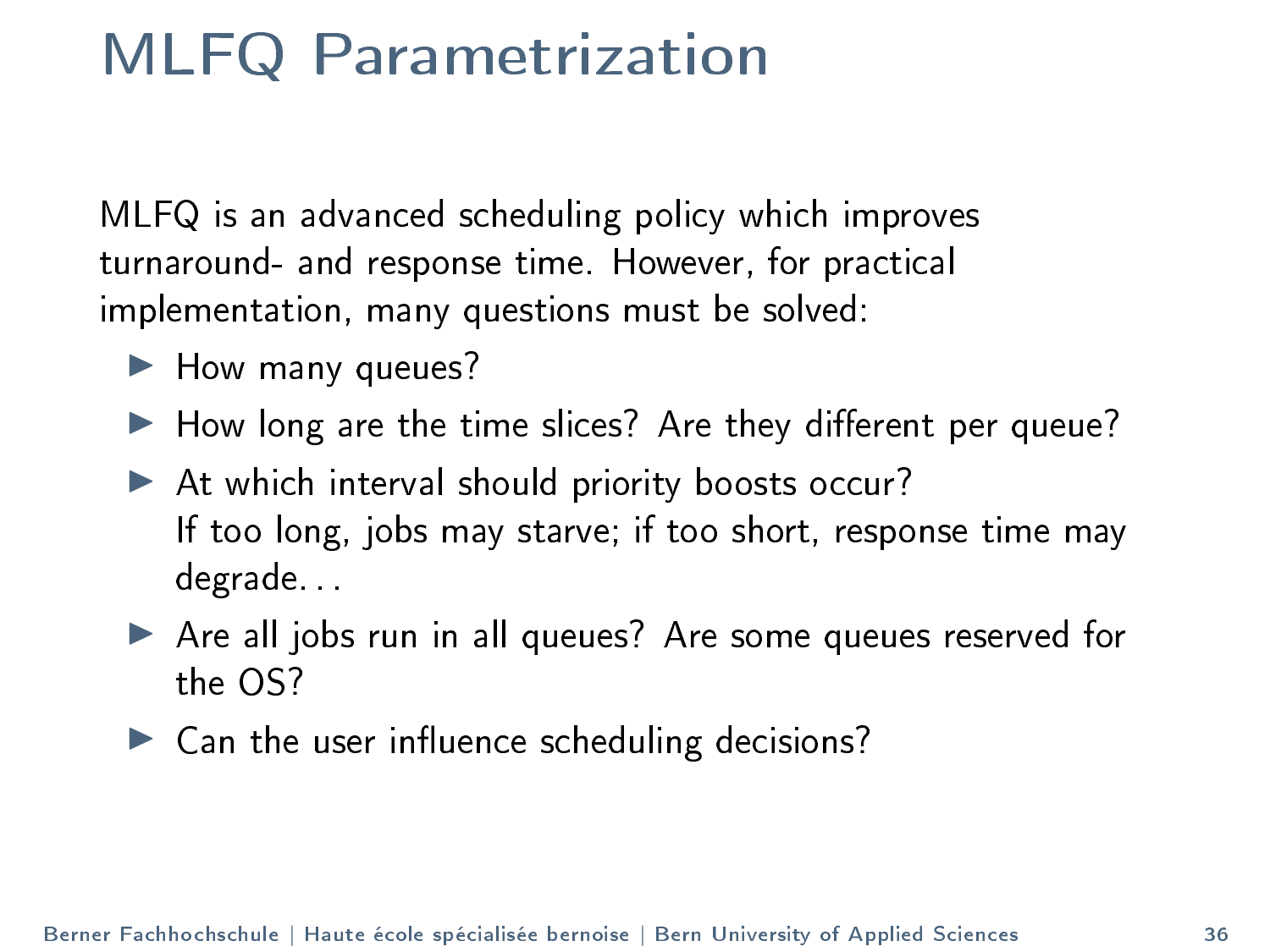# MLFQ Parametrization

MLFQ is an advanced scheduling policy which improves turnaround- and response time. However, for practical implementation, many questions must be solved:

- How many queues?
- How long are the time slices? Are they different per queue?
- At which interval should priority boosts occur?
  If too long, jobs may starve; if too short, response time may degrade…
- Are all jobs run in all queues? Are some queues reserved for the OS?
- Can the user influence scheduling decisions?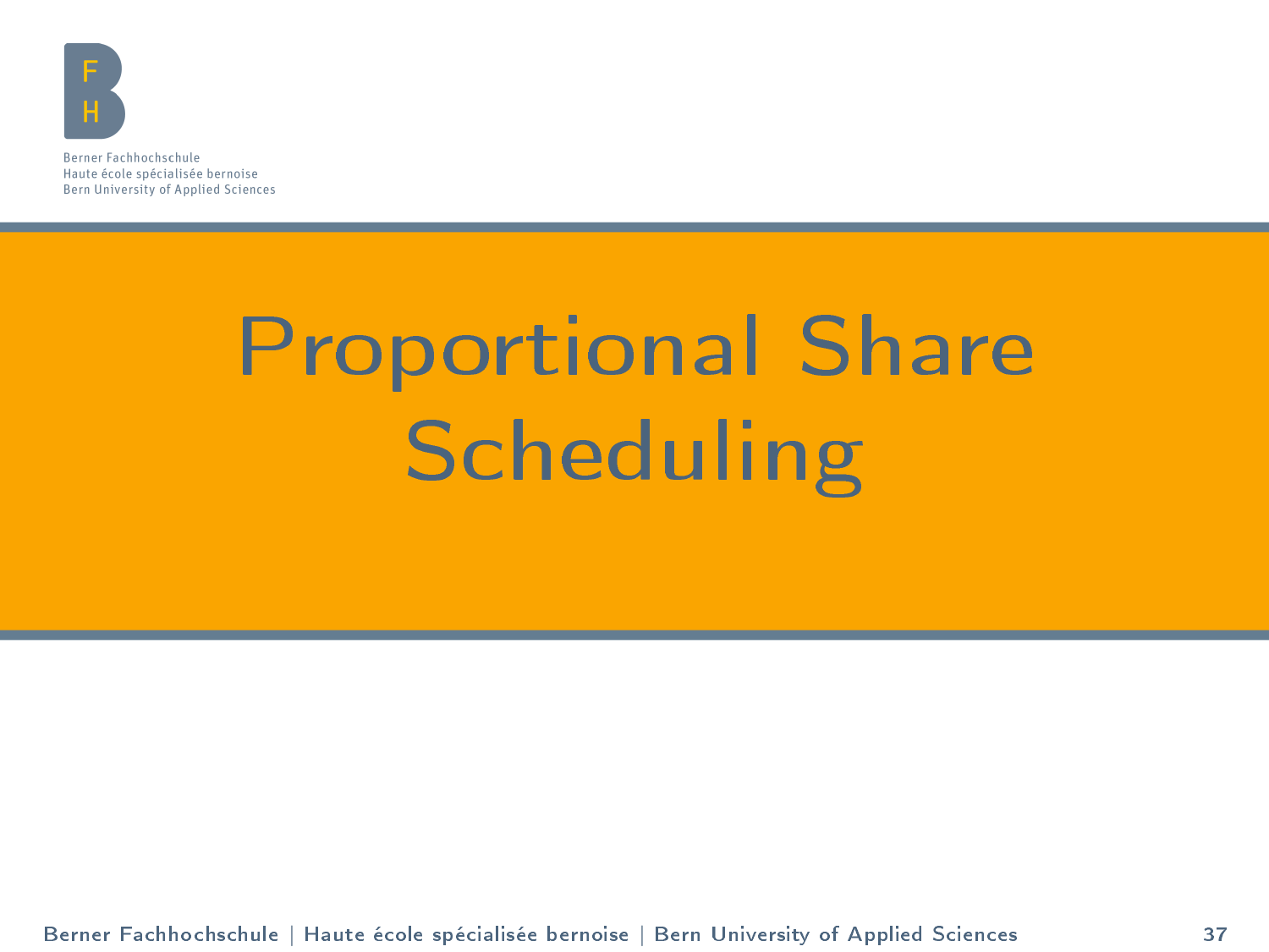# Proportional Share Scheduling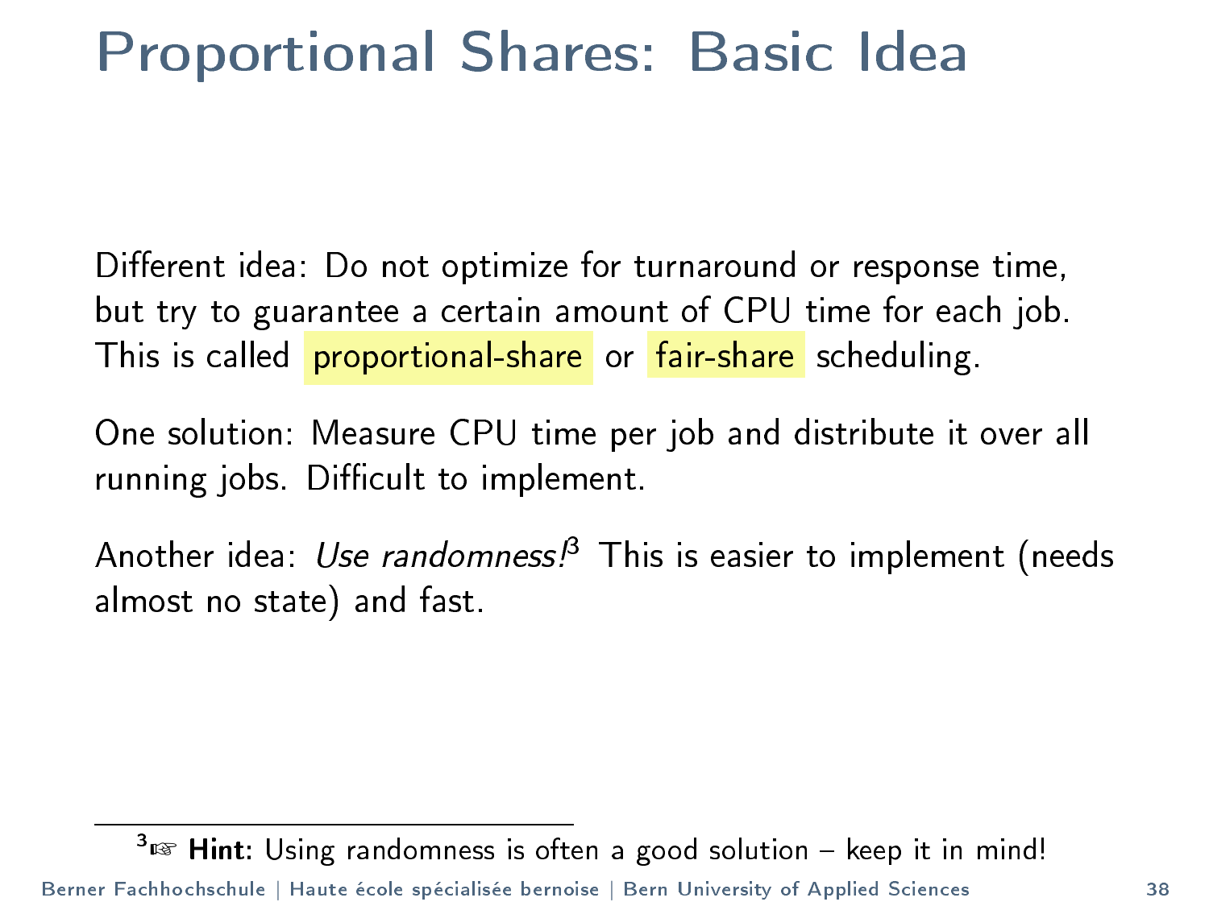# Proportional Shares: Basic Idea

Different idea: Do not optimize for turnaround or response time, but try to guarantee a certain amount of CPU time for each job. This is called proportional-share or fair-share scheduling.

One solution: Measure CPU time per job and distribute it over all running jobs. Difficult to implement.

Another idea: *Use randomness!*[3] This is easier to implement (needs almost no state) and fast.

[3] ☞ **Hint:** Using randomness is often a good solution – keep it in mind!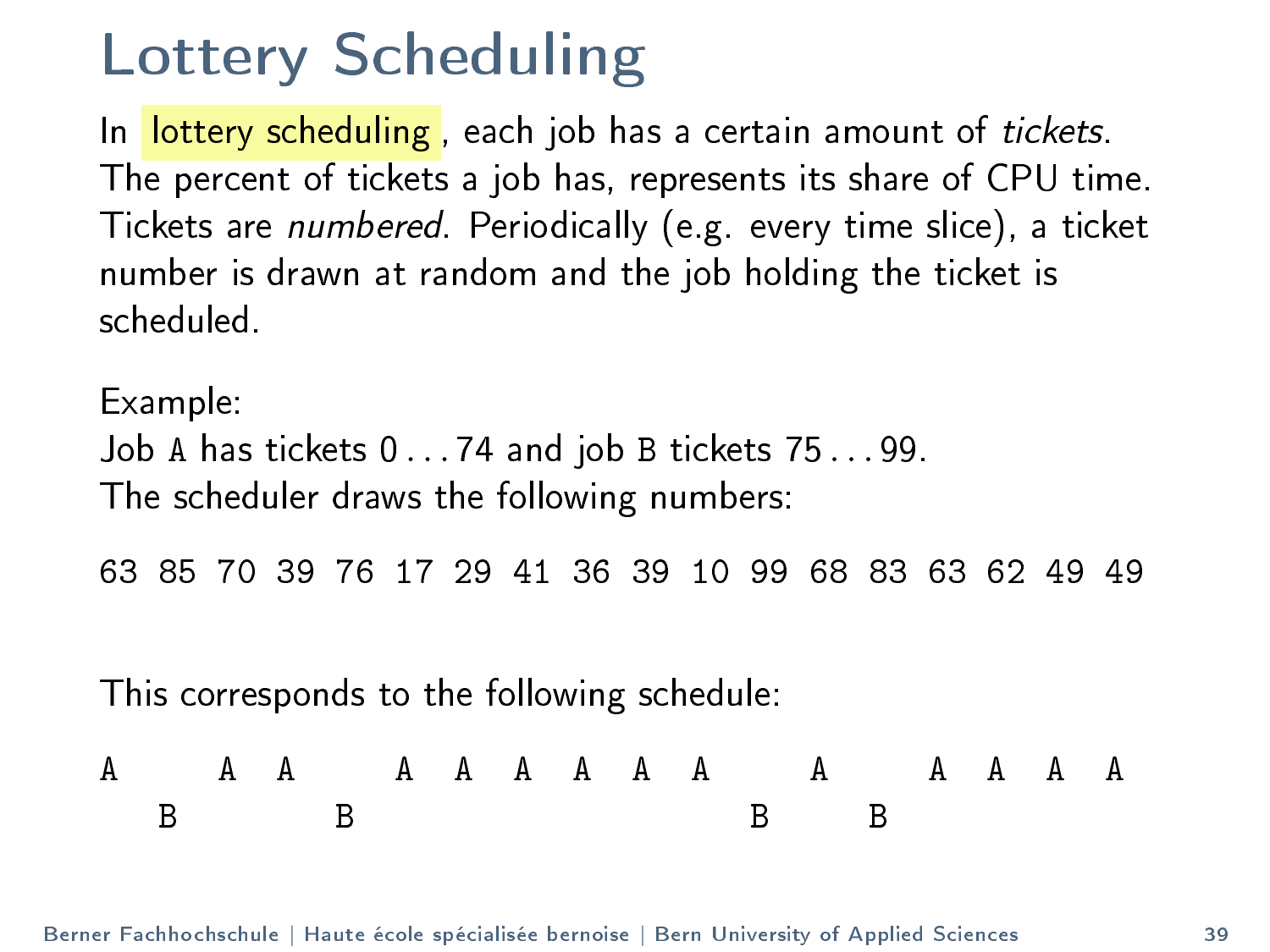# Lottery Scheduling

In lottery scheduling, each job has a certain amount of *tickets*. The percent of tickets a job has, represents its share of CPU time. Tickets are *numbered*. Periodically (e.g. every time slice), a ticket number is drawn at random and the job holding the ticket is scheduled.

Example:
Job `A` has tickets 0 . . . 74 and job `B` tickets 75 . . . 99.
The scheduler draws the following numbers:

```
63 85 70 39 76 17 29 41 36 39 10 99 68 83 63 62 49 49
```

This corresponds to the following schedule:

```
A     A  A     A  A  A  A  A  A     A     A  A  A  A
   B        B                    B     B
```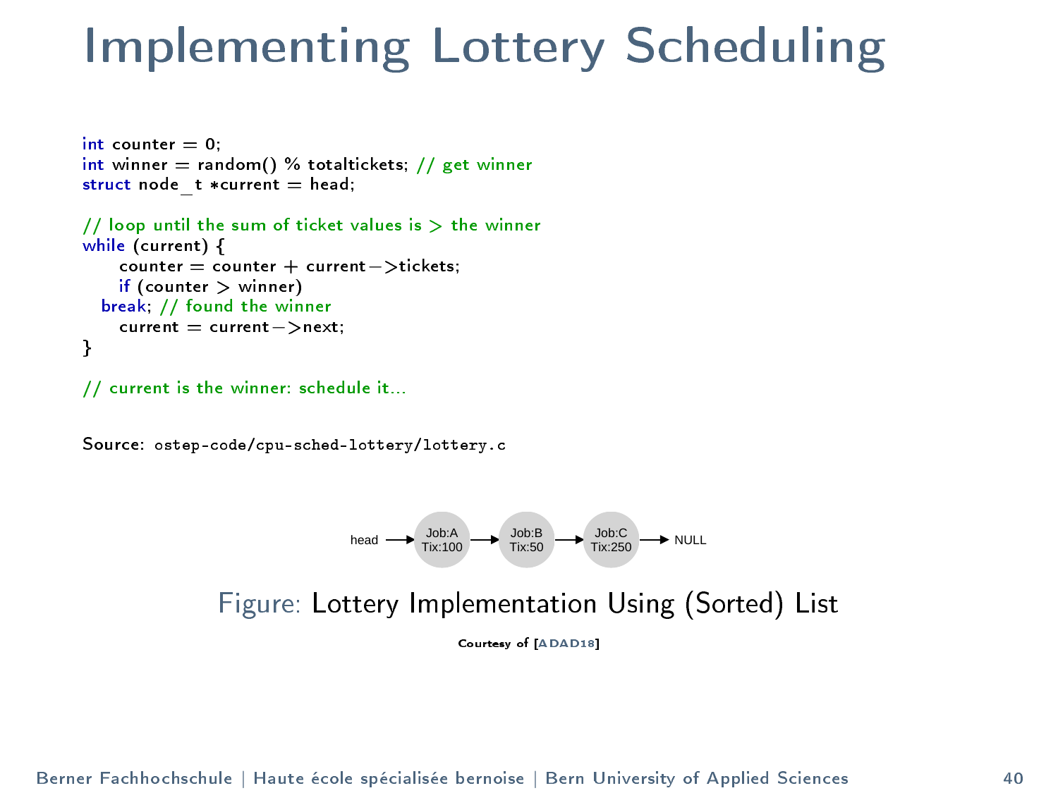# Implementing Lottery Scheduling

```
int counter = 0;
int winner = random() % totaltickets; // get winner
struct node_t *current = head;

// loop until the sum of ticket values is > the winner
while (current) {
     counter = counter + current->tickets;
     if (counter > winner)
   break; // found the winner
     current = current->next;
}

// current is the winner: schedule it...
```

Source: `ostep-code/cpu-sched-lottery/lottery.c`

head → Job:A Tix:100 → Job:B Tix:50 → Job:C Tix:250 → NULL

Figure: Lottery Implementation Using (Sorted) List

Courtesy of [ADAD18]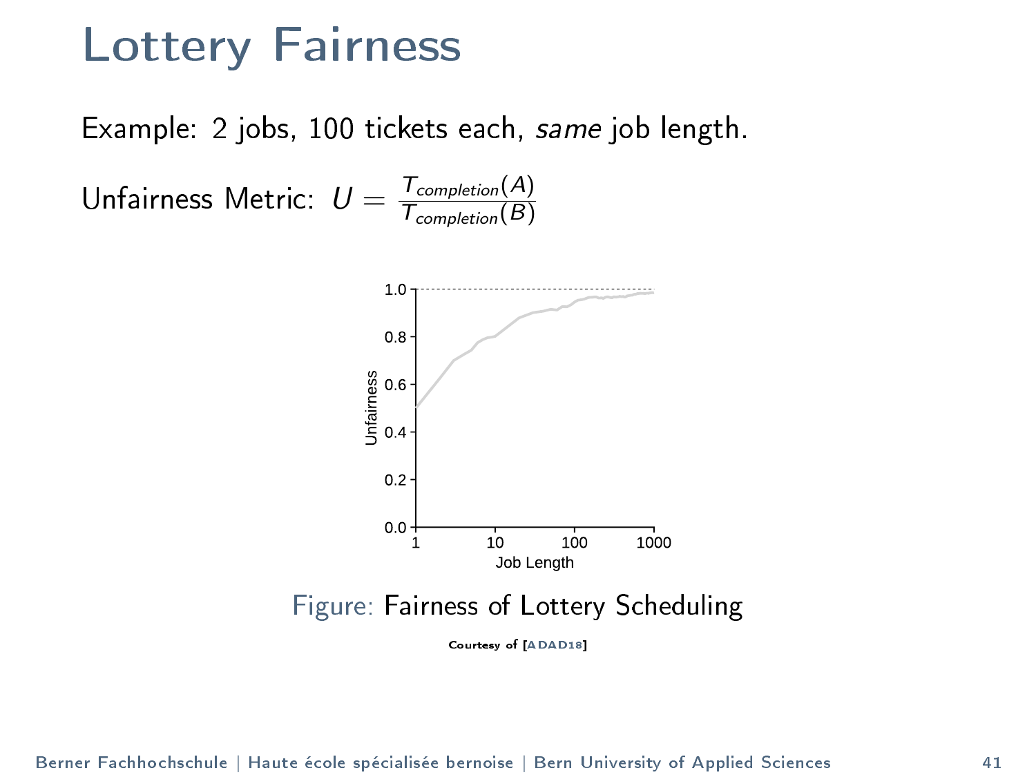# Lottery Fairness

Example: 2 jobs, 100 tickets each, *same* job length.

Unfairness Metric: $U = \frac{T_{completion}(A)}{T_{completion}(B)}$

Figure: Fairness of Lottery Scheduling

Courtesy of [ADAD18]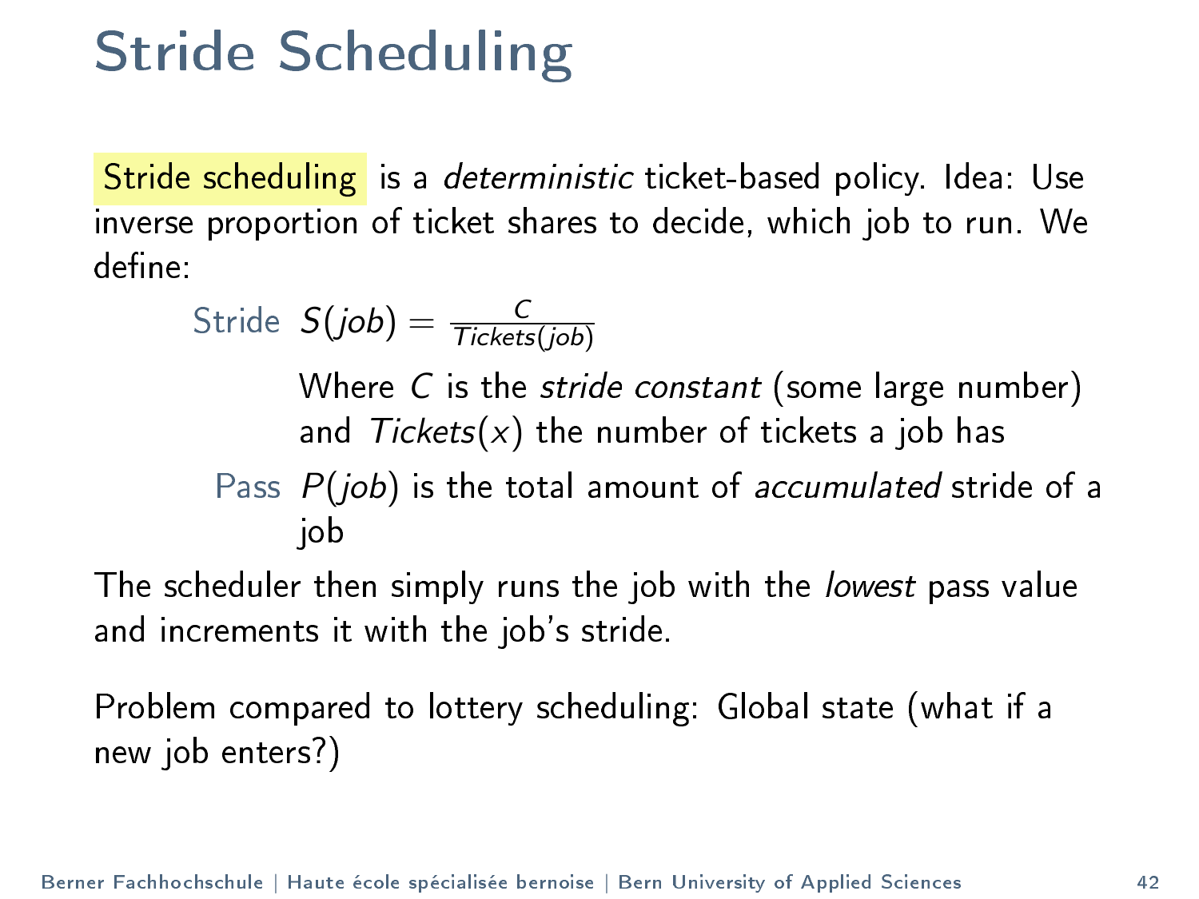# Stride Scheduling

Stride scheduling is a *deterministic* ticket-based policy. Idea: Use inverse proportion of ticket shares to decide, which job to run. We define:

**Stride** $S(job) = \frac{C}{Tickets(job)}$

Where $C$ is the *stride constant* (some large number) and $Tickets(x)$ the number of tickets a job has

**Pass** $P(job)$ is the total amount of *accumulated* stride of a job

The scheduler then simply runs the job with the *lowest* pass value and increments it with the job's stride.

Problem compared to lottery scheduling: Global state (what if a new job enters?)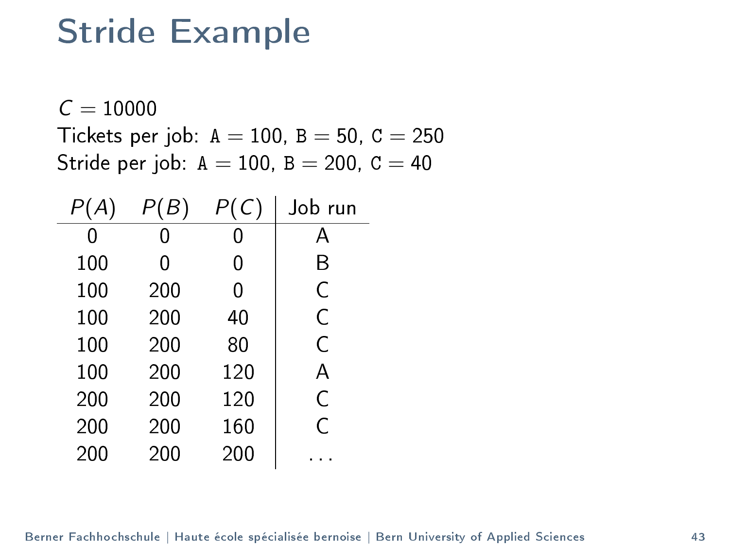# Stride Example

$C = 10000$
Tickets per job: `A` $= 100$, `B` $= 50$, `C` $= 250$
Stride per job: `A` $= 100$, `B` $= 200$, `C` $= 40$

| $P(A)$ | $P(B)$ | $P(C)$ | Job run |
|---|---|---|---|
| 0 | 0 | 0 | A |
| 100 | 0 | 0 | B |
| 100 | 200 | 0 | C |
| 100 | 200 | 40 | C |
| 100 | 200 | 80 | C |
| 100 | 200 | 120 | A |
| 200 | 200 | 120 | C |
| 200 | 200 | 160 | C |
| 200 | 200 | 200 | ... |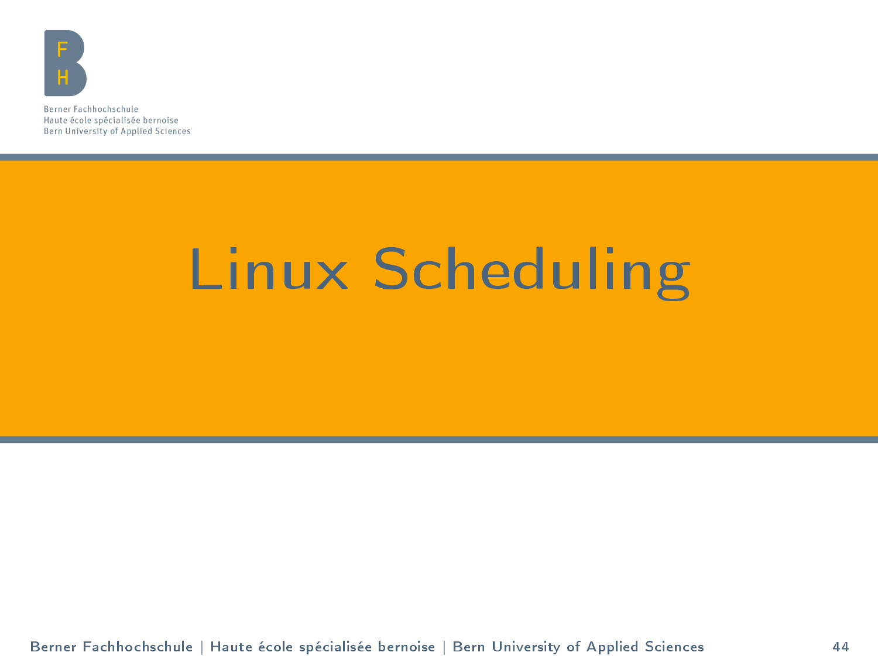# Linux Scheduling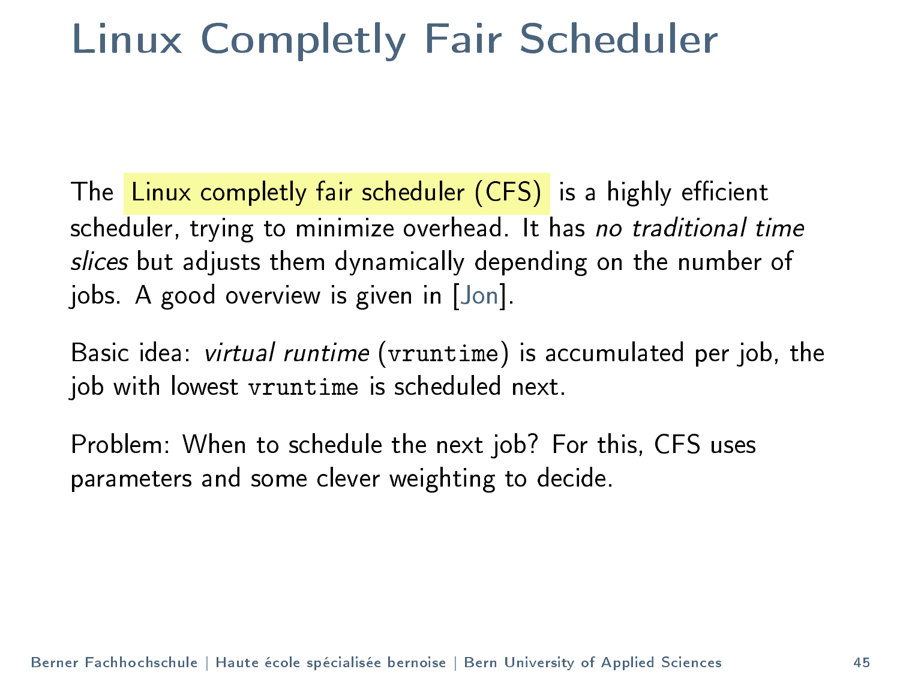# Linux Completly Fair Scheduler

The Linux completly fair scheduler (CFS) is a highly efficient scheduler, trying to minimize overhead. It has *no traditional time slices* but adjusts them dynamically depending on the number of jobs. A good overview is given in [Jon].

Basic idea: *virtual runtime* (`vruntime`) is accumulated per job, the job with lowest `vruntime` is scheduled next.

Problem: When to schedule the next job? For this, CFS uses parameters and some clever weighting to decide.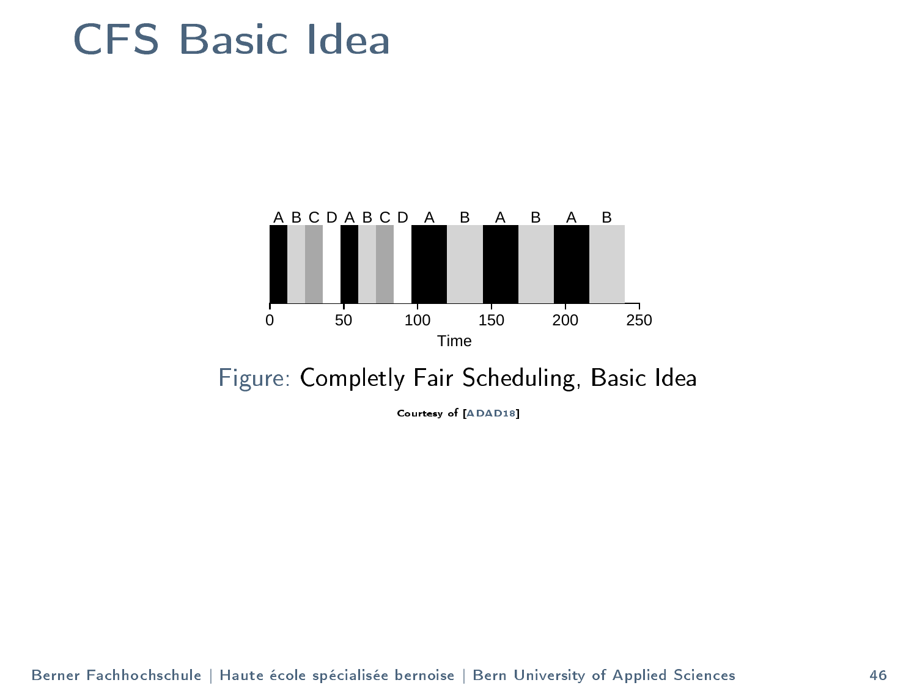# CFS Basic Idea

A B C D A B C D A B A B A B

0 50 100 150 200 250

Time

Figure: Completly Fair Scheduling, Basic Idea

Courtesy of [ADAD18]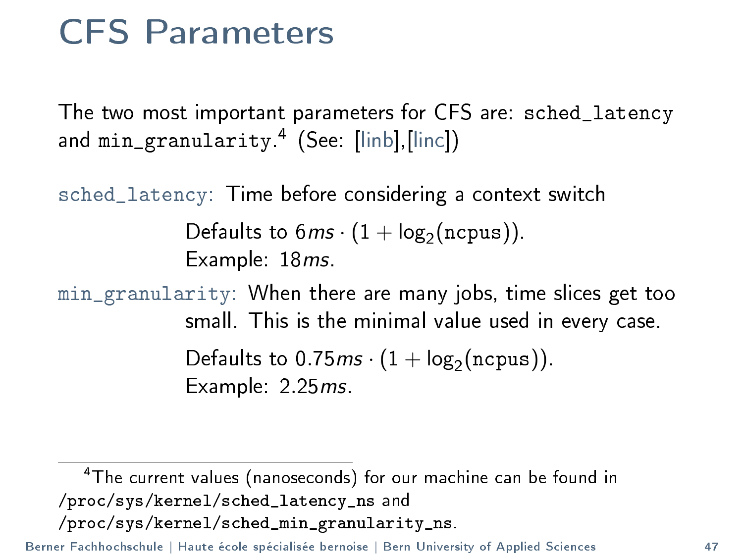# CFS Parameters

The two most important parameters for CFS are: `sched_latency` and `min_granularity`.[4] (See: [linb],[linc])

`sched_latency`: Time before considering a context switch

Defaults to $6ms \cdot (1 + \log_2(\texttt{ncpus}))$.
Example: $18ms$.

`min_granularity`: When there are many jobs, time slices get too small. This is the minimal value used in every case.

Defaults to $0.75ms \cdot (1 + \log_2(\texttt{ncpus}))$.
Example: $2.25ms$.

---

[4] The current values (nanoseconds) for our machine can be found in `/proc/sys/kernel/sched_latency_ns` and `/proc/sys/kernel/sched_min_granularity_ns`.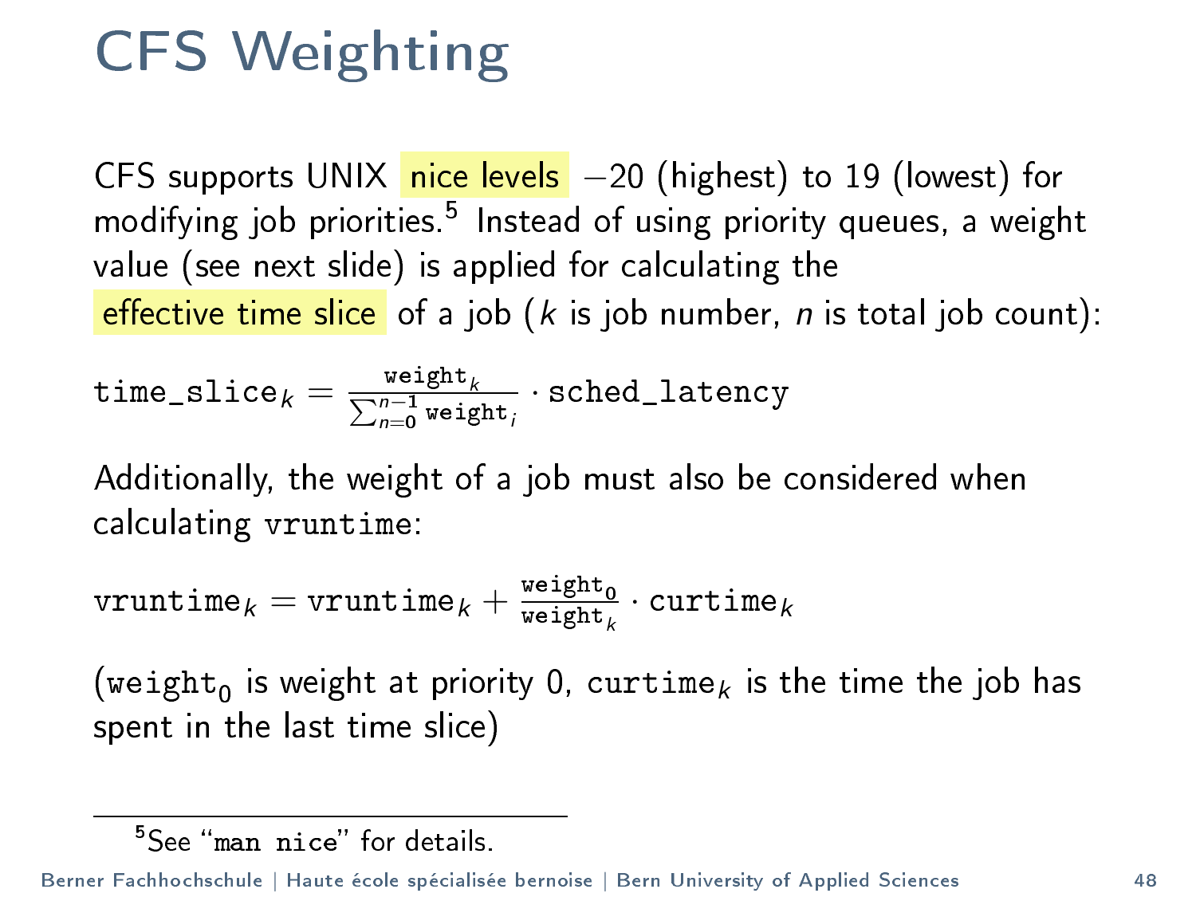# CFS Weighting

CFS supports UNIX nice levels $-20$ (highest) to 19 (lowest) for modifying job priorities.[5] Instead of using priority queues, a weight value (see next slide) is applied for calculating the effective time slice of a job ($k$ is job number, $n$ is total job count):

$$\texttt{time\_slice}_k = \frac{\texttt{weight}_k}{\sum_{n=0}^{n-1} \texttt{weight}_i} \cdot \texttt{sched\_latency}$$

Additionally, the weight of a job must also be considered when calculating `vruntime`:

$$\texttt{vruntime}_k = \texttt{vruntime}_k + \frac{\texttt{weight}_0}{\texttt{weight}_k} \cdot \texttt{curtime}_k$$

($\texttt{weight}_0$ is weight at priority 0, $\texttt{curtime}_k$ is the time the job has spent in the last time slice)

[5] See "`man nice`" for details.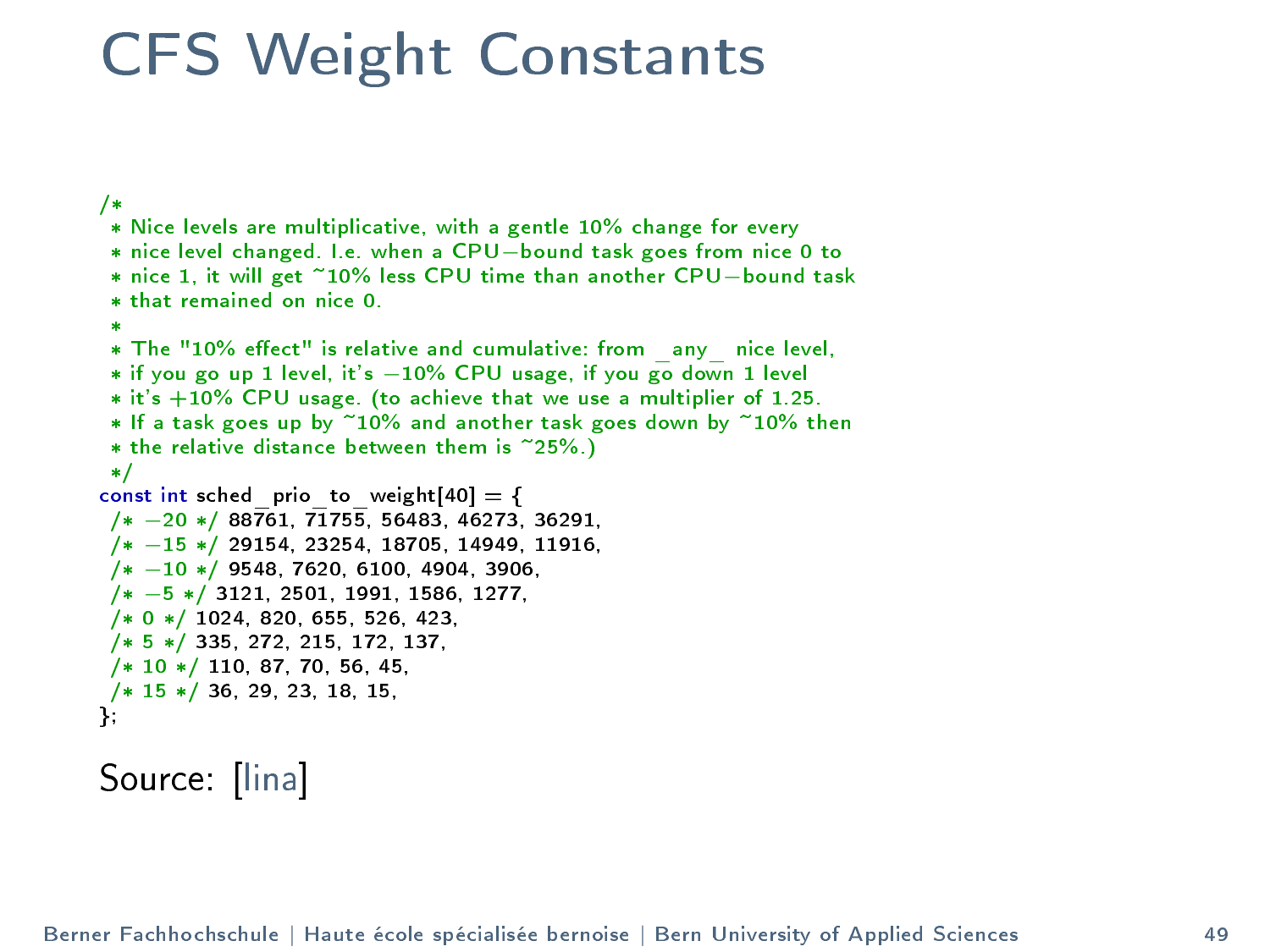# CFS Weight Constants

```c
/*
 * Nice levels are multiplicative, with a gentle 10% change for every
 * nice level changed. I.e. when a CPU-bound task goes from nice 0 to
 * nice 1, it will get ~10% less CPU time than another CPU-bound task
 * that remained on nice 0.
 *
 * The "10% effect" is relative and cumulative: from _any_ nice level,
 * if you go up 1 level, it's -10% CPU usage, if you go down 1 level
 * it's +10% CPU usage. (to achieve that we use a multiplier of 1.25.
 * If a task goes up by ~10% and another task goes down by ~10% then
 * the relative distance between them is ~25%.)
 */
const int sched_prio_to_weight[40] = {
 /* -20 */ 88761, 71755, 56483, 46273, 36291,
 /* -15 */ 29154, 23254, 18705, 14949, 11916,
 /* -10 */ 9548, 7620, 6100, 4904, 3906,
 /* -5 */ 3121, 2501, 1991, 1586, 1277,
 /* 0 */ 1024, 820, 655, 526, 423,
 /* 5 */ 335, 272, 215, 172, 137,
 /* 10 */ 110, 87, 70, 56, 45,
 /* 15 */ 36, 29, 23, 18, 15,
};
```

Source: [lina]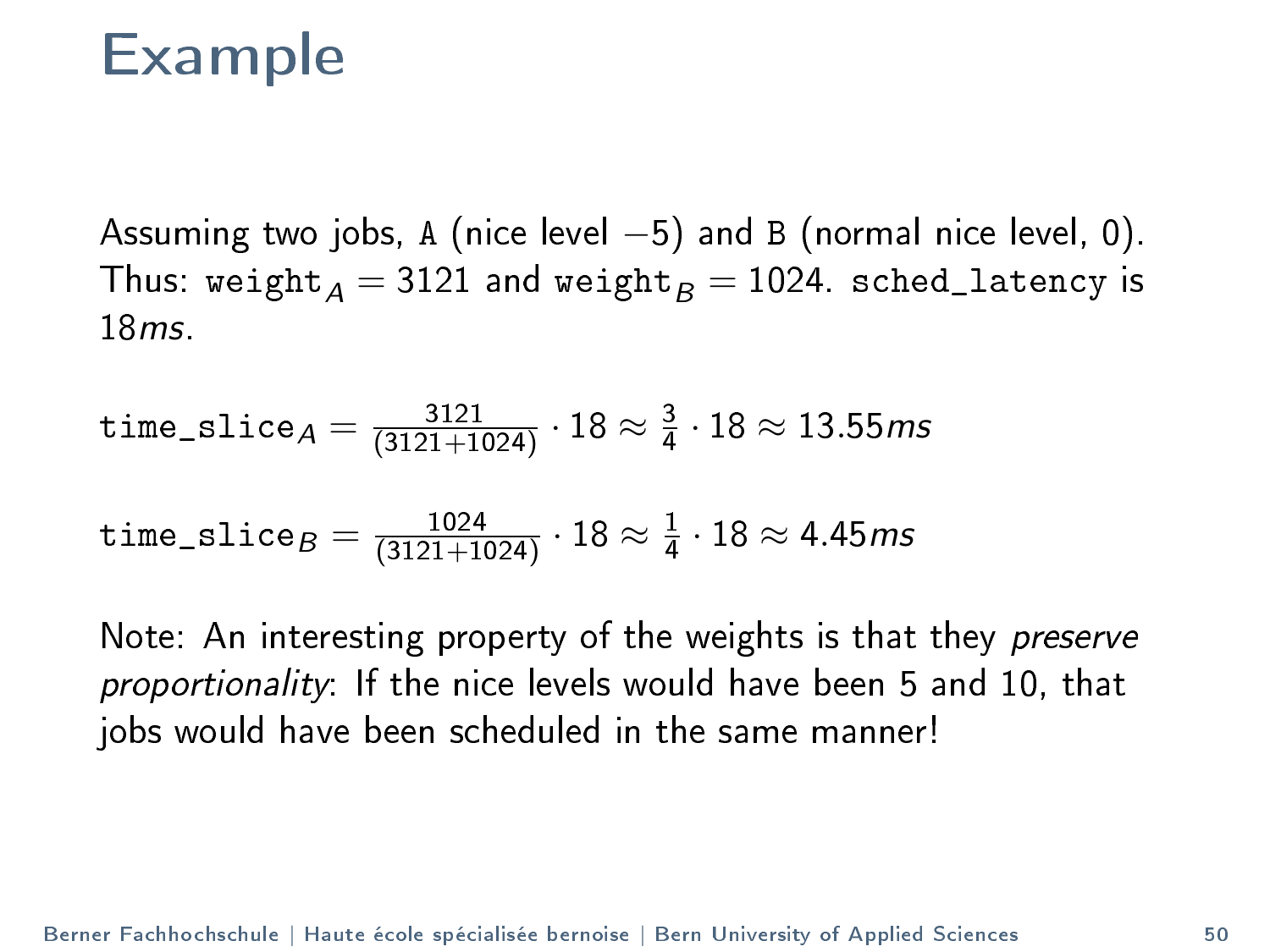# Example

Assuming two jobs, `A` (nice level $-5$) and `B` (normal nice level, 0). Thus: $\texttt{weight}_A = 3121$ and $\texttt{weight}_B = 1024$. `sched_latency` is $18ms$.

$$\texttt{time\_slice}_A = \frac{3121}{(3121+1024)} \cdot 18 \approx \frac{3}{4} \cdot 18 \approx 13.55ms$$

$$\texttt{time\_slice}_B = \frac{1024}{(3121+1024)} \cdot 18 \approx \frac{1}{4} \cdot 18 \approx 4.45ms$$

Note: An interesting property of the weights is that they *preserve proportionality*: If the nice levels would have been 5 and 10, that jobs would have been scheduled in the same manner!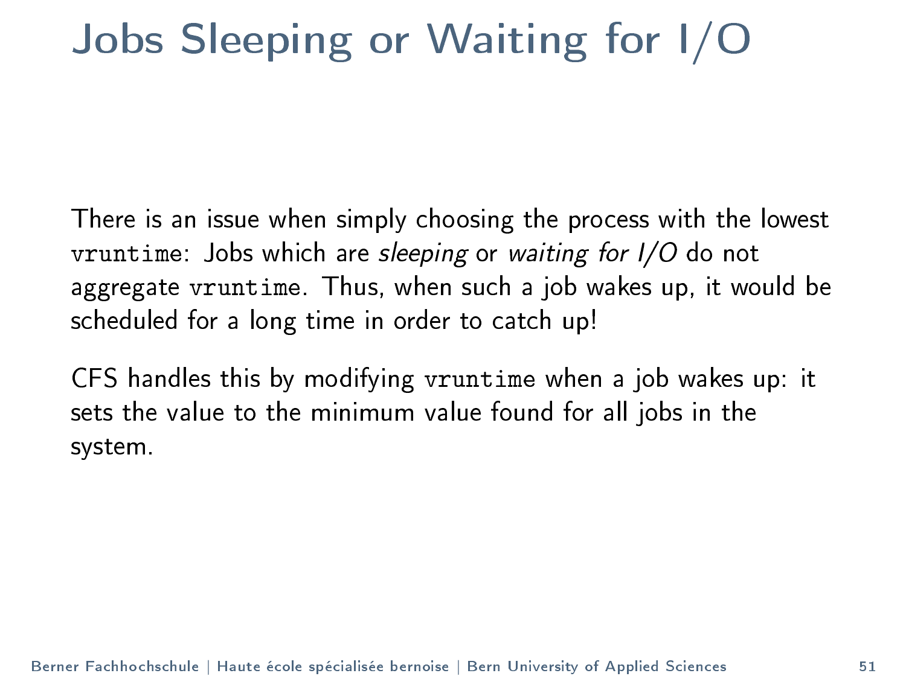# Jobs Sleeping or Waiting for I/O

There is an issue when simply choosing the process with the lowest `vruntime`: Jobs which are *sleeping* or *waiting for I/O* do not aggregate `vruntime`. Thus, when such a job wakes up, it would be scheduled for a long time in order to catch up!

CFS handles this by modifying `vruntime` when a job wakes up: it sets the value to the minimum value found for all jobs in the system.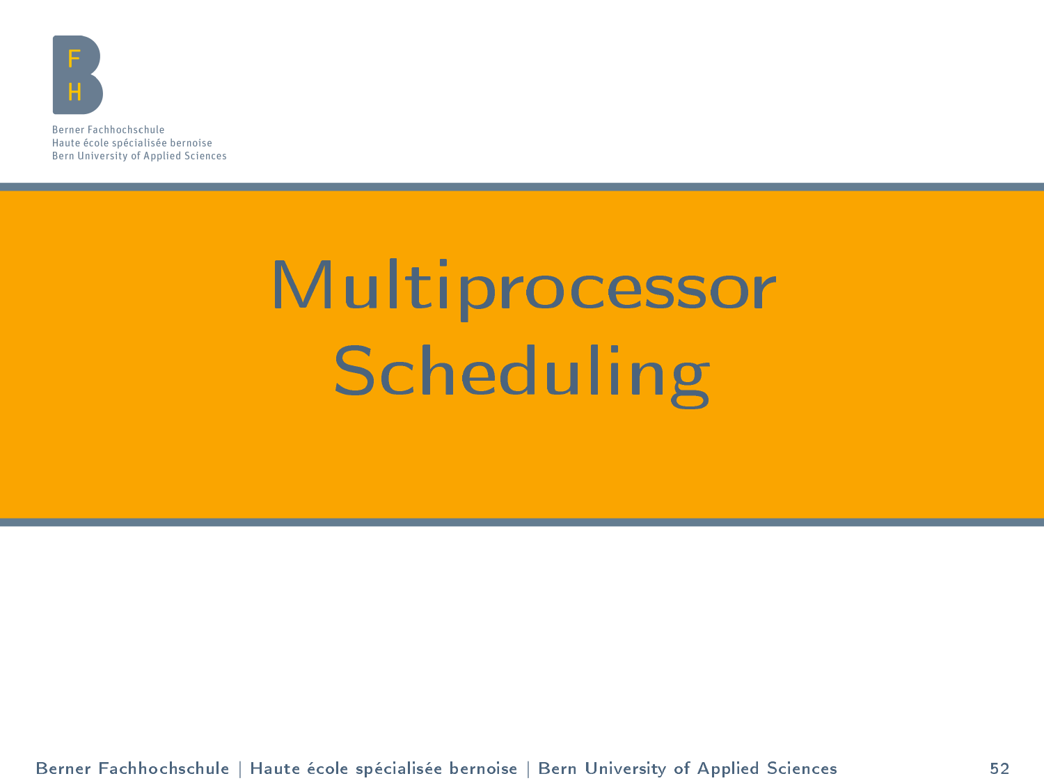# Multiprocessor Scheduling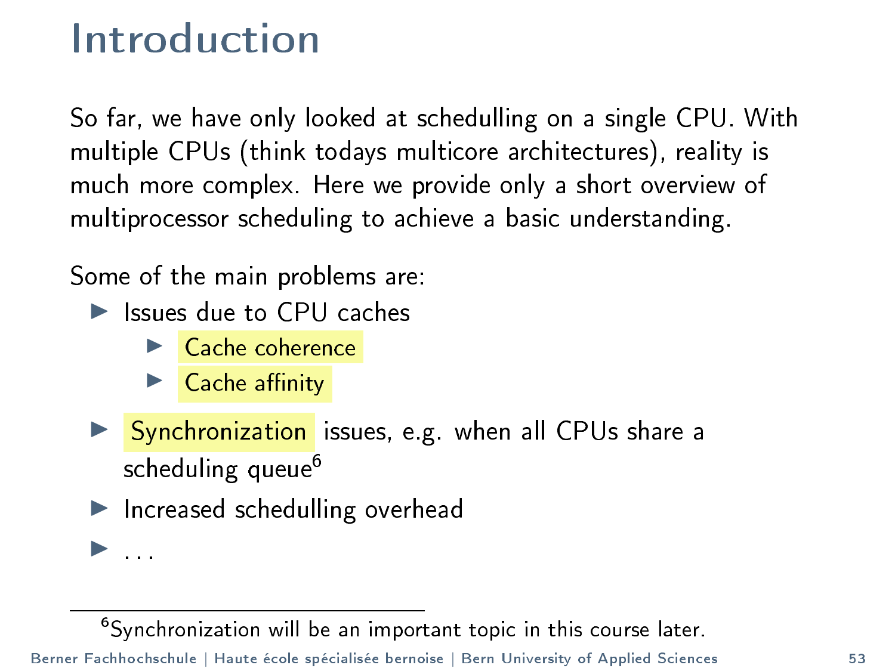# Introduction

So far, we have only looked at schedulling on a single CPU. With multiple CPUs (think todays multicore architectures), reality is much more complex. Here we provide only a short overview of multiprocessor scheduling to achieve a basic understanding.

Some of the main problems are:

- Issues due to CPU caches
  - Cache coherence
  - Cache affinity
- Synchronization issues, e.g. when all CPUs share a scheduling queue[6]
- Increased schedulling overhead
- ...

[6] Synchronization will be an important topic in this course later.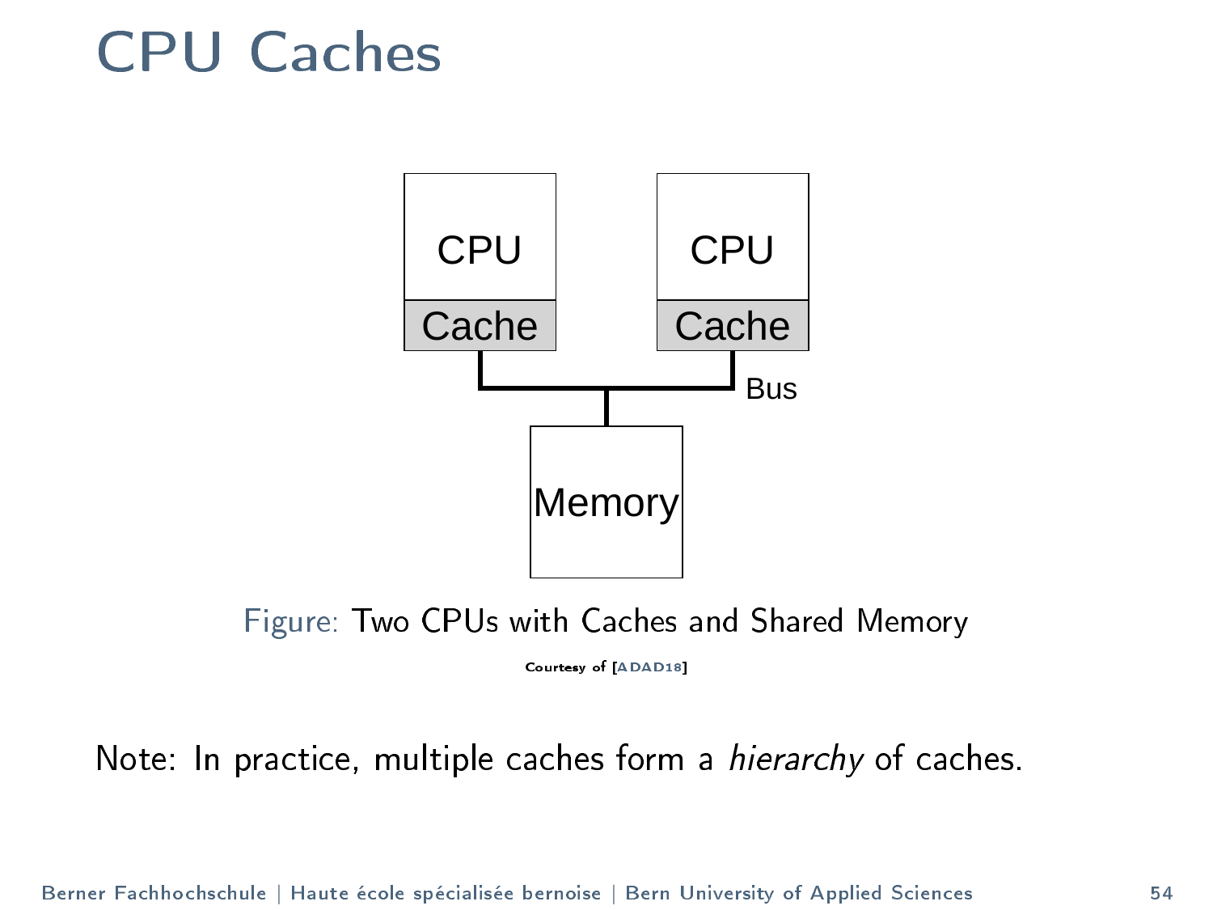# CPU Caches

CPU

Cache

CPU

Cache

Bus

Memory

Figure: Two CPUs with Caches and Shared Memory

Courtesy of [ADAD18]

Note: In practice, multiple caches form a *hierarchy* of caches.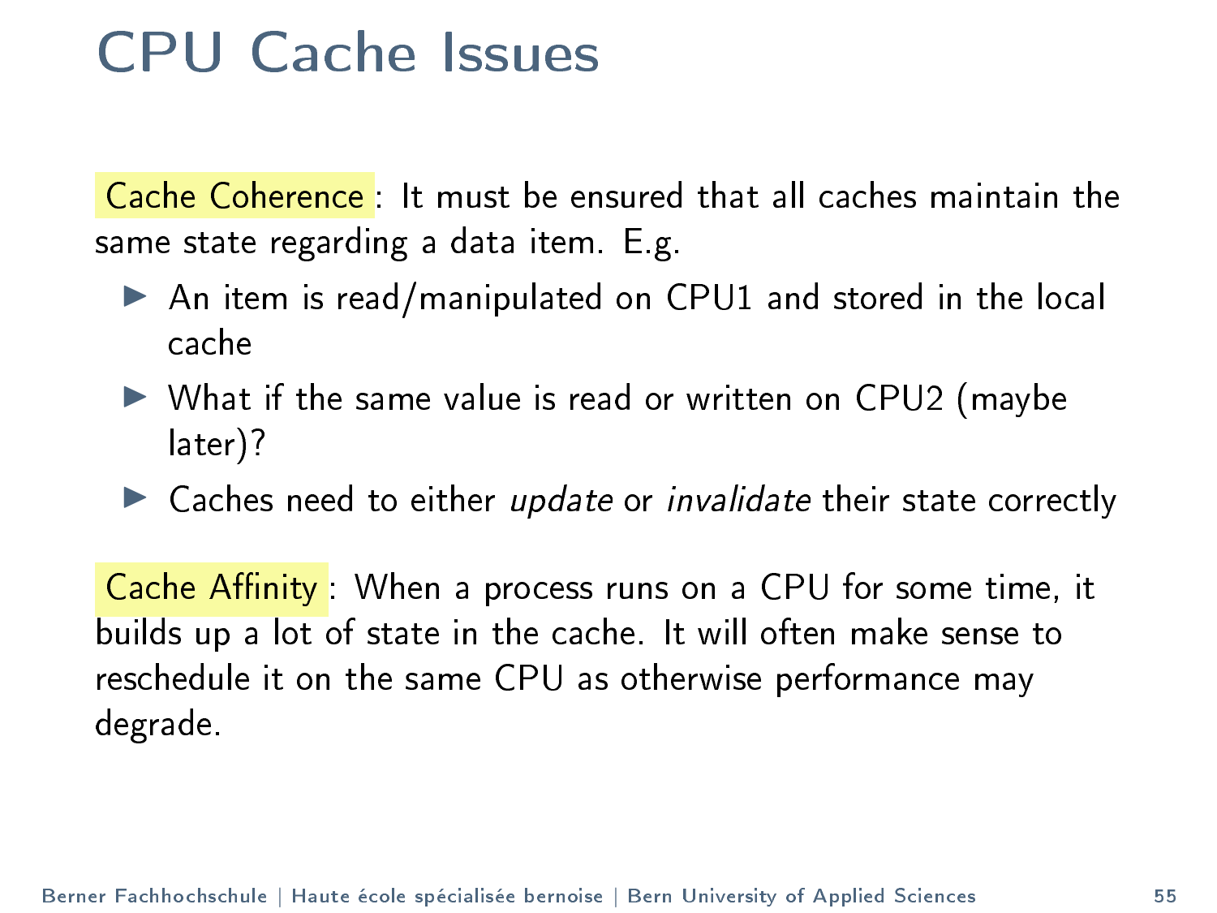# CPU Cache Issues

**Cache Coherence**: It must be ensured that all caches maintain the same state regarding a data item. E.g.

- An item is read/manipulated on CPU1 and stored in the local cache
- What if the same value is read or written on CPU2 (maybe later)?
- Caches need to either *update* or *invalidate* their state correctly

**Cache Affinity**: When a process runs on a CPU for some time, it builds up a lot of state in the cache. It will often make sense to reschedule it on the same CPU as otherwise performance may degrade.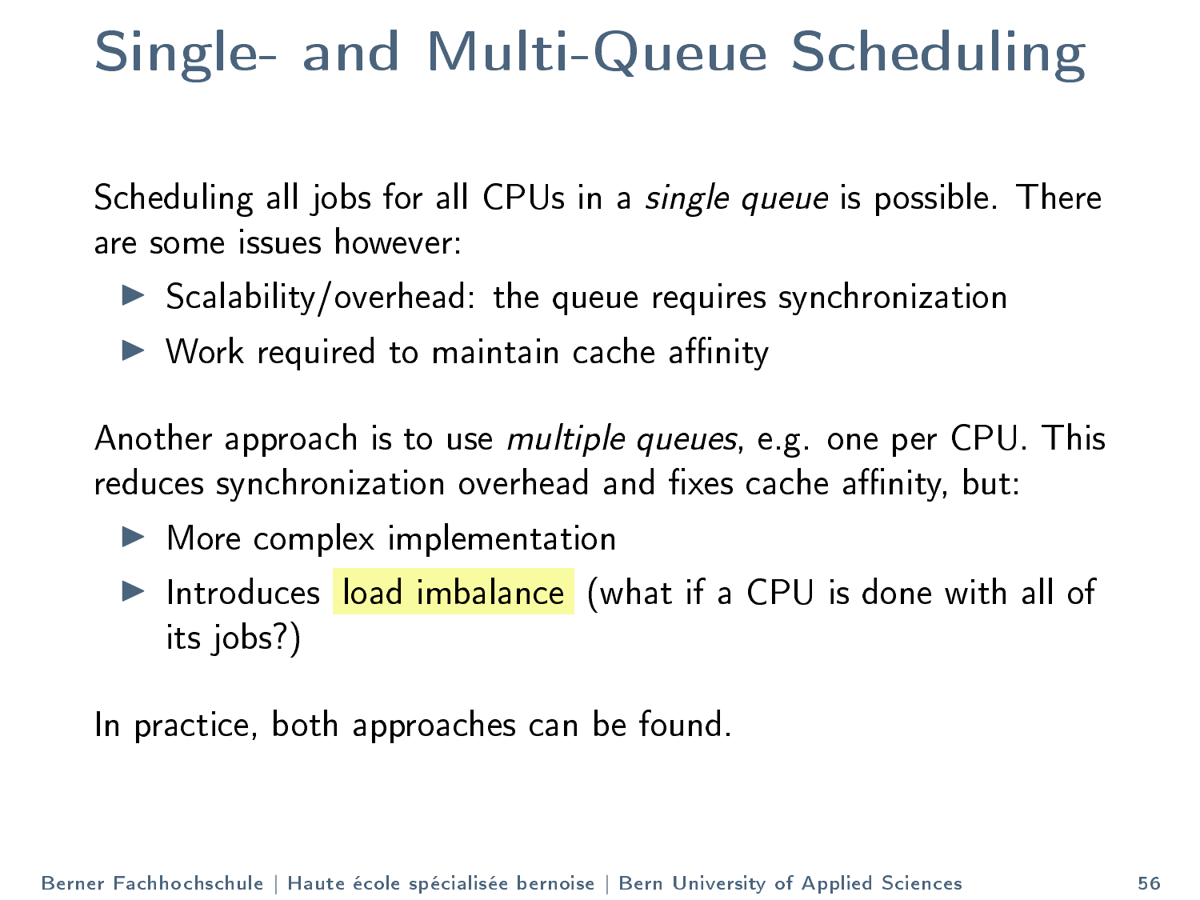# Single- and Multi-Queue Scheduling

Scheduling all jobs for all CPUs in a *single queue* is possible. There are some issues however:

- Scalability/overhead: the queue requires synchronization
- Work required to maintain cache affinity

Another approach is to use *multiple queues*, e.g. one per CPU. This reduces synchronization overhead and fixes cache affinity, but:

- More complex implementation
- Introduces load imbalance (what if a CPU is done with all of its jobs?)

In practice, both approaches can be found.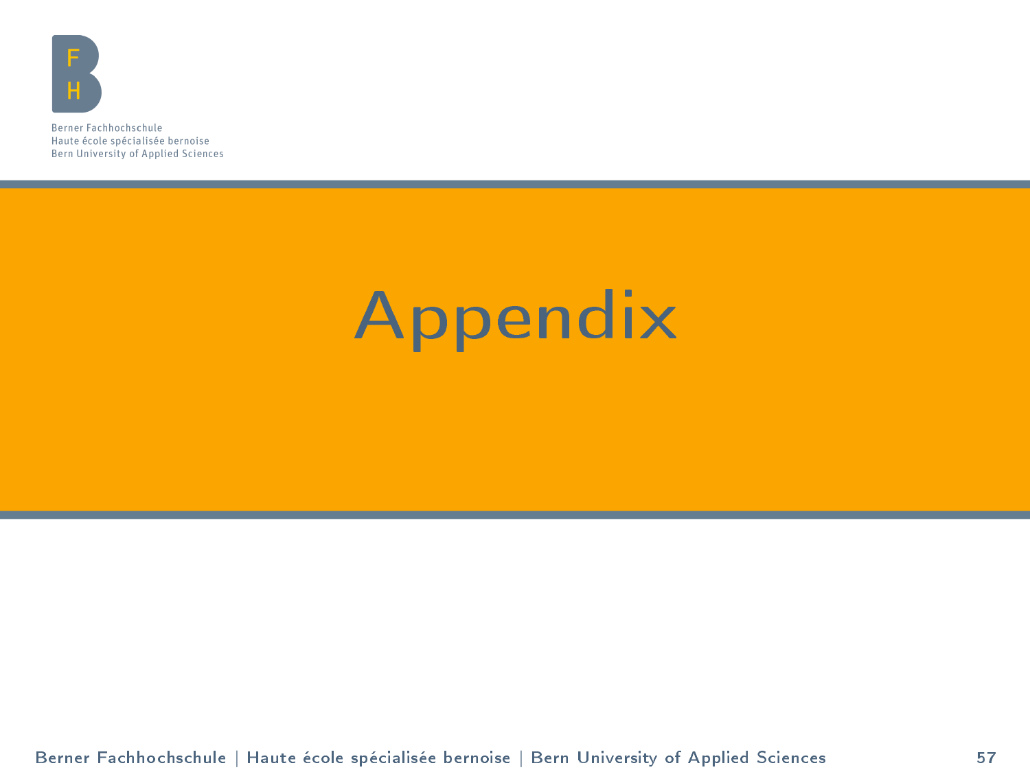# Appendix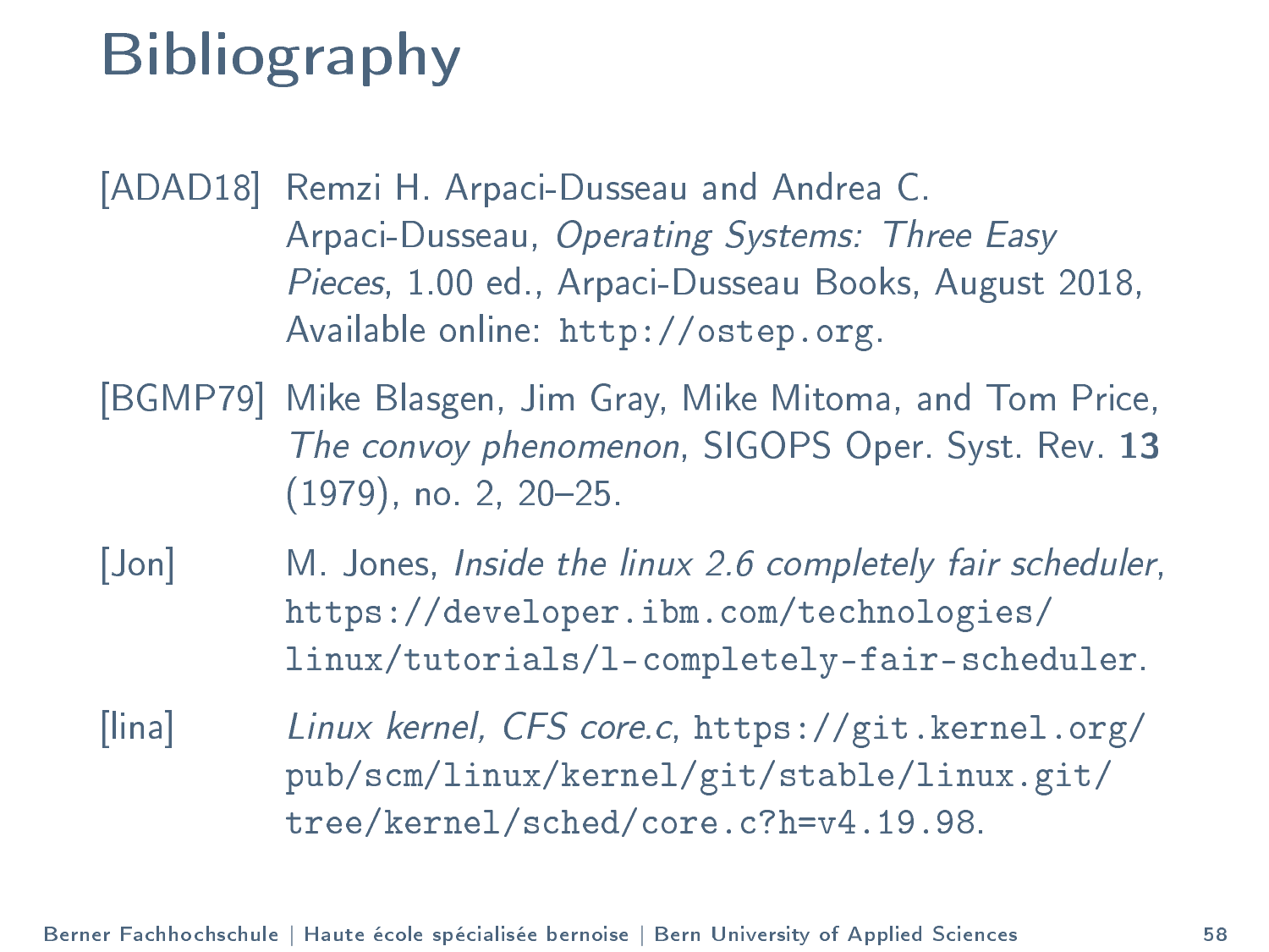# Bibliography

[ADAD18] Remzi H. Arpaci-Dusseau and Andrea C. Arpaci-Dusseau, *Operating Systems: Three Easy Pieces*, 1.00 ed., Arpaci-Dusseau Books, August 2018, Available online: `http://ostep.org`.

[BGMP79] Mike Blasgen, Jim Gray, Mike Mitoma, and Tom Price, *The convoy phenomenon*, SIGOPS Oper. Syst. Rev. **13** (1979), no. 2, 20–25.

[Jon] M. Jones, *Inside the linux 2.6 completely fair scheduler*, `https://developer.ibm.com/technologies/linux/tutorials/l-completely-fair-scheduler`.

[lina] *Linux kernel, CFS core.c*, `https://git.kernel.org/pub/scm/linux/kernel/git/stable/linux.git/tree/kernel/sched/core.c?h=v4.19.98`.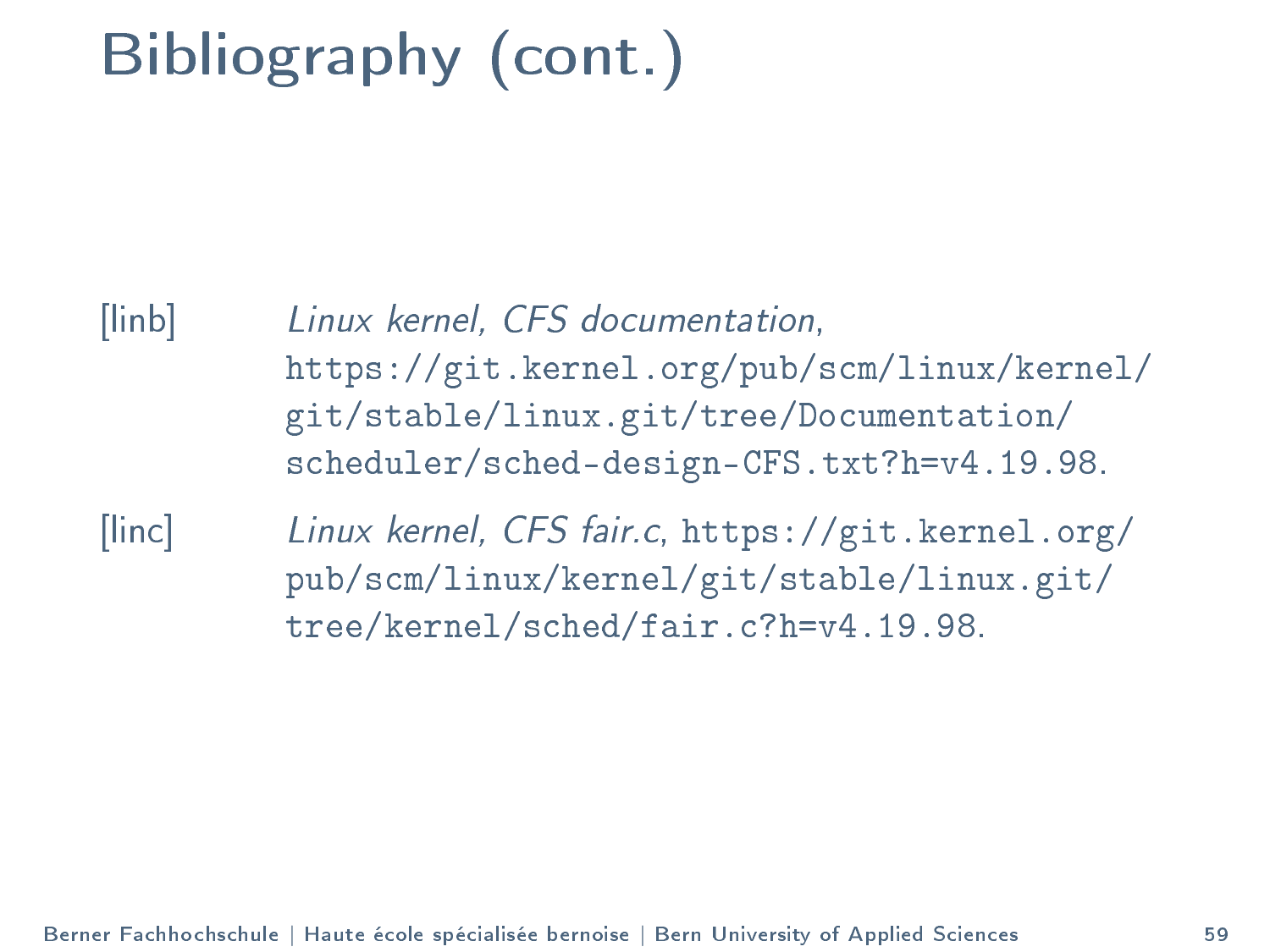# Bibliography (cont.)

[linb] *Linux kernel, CFS documentation*, https://git.kernel.org/pub/scm/linux/kernel/git/stable/linux.git/tree/Documentation/scheduler/sched-design-CFS.txt?h=v4.19.98.

[linc] *Linux kernel, CFS fair.c*, https://git.kernel.org/pub/scm/linux/kernel/git/stable/linux.git/tree/kernel/sched/fair.c?h=v4.19.98.